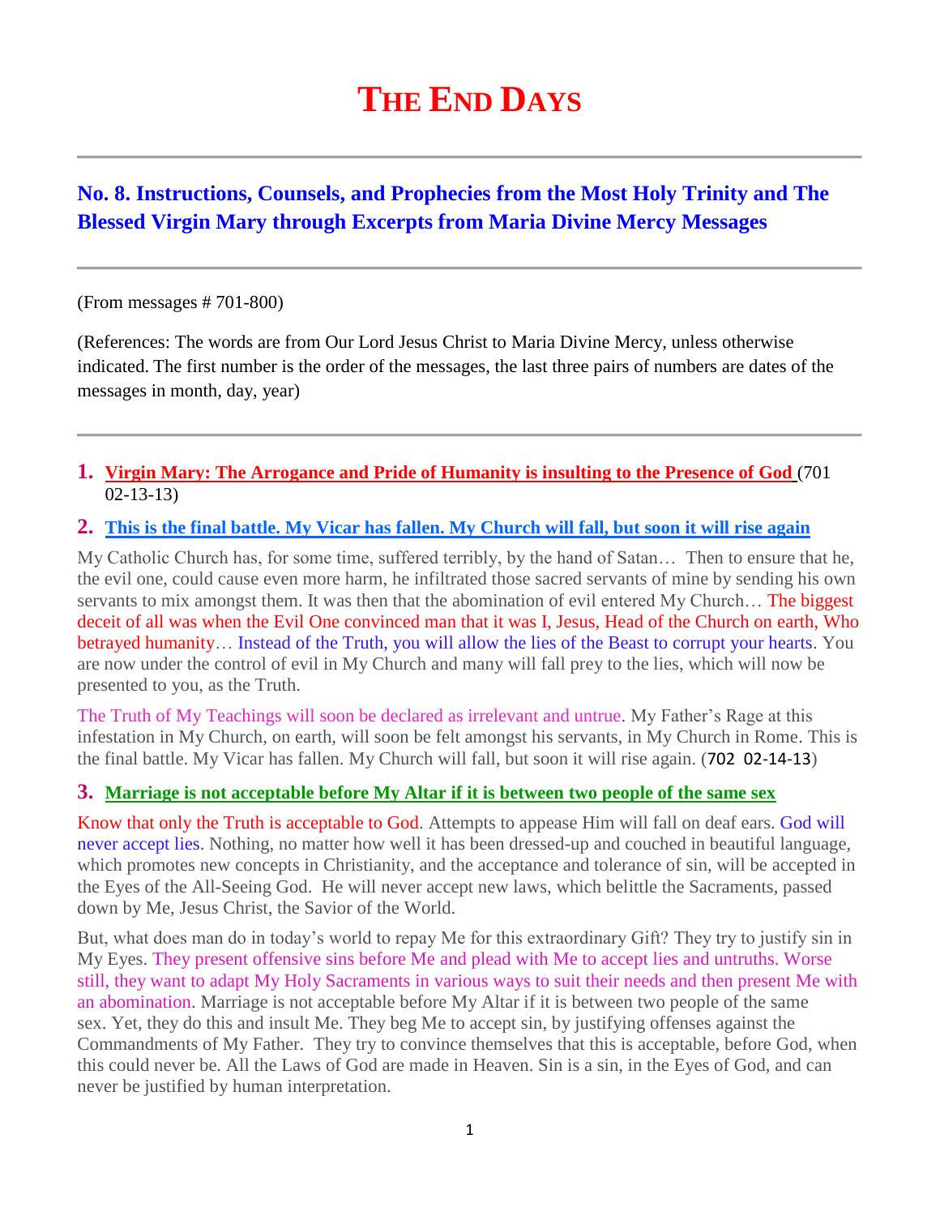# THE END DAYS

## No. 8. Instructions, Counsels, and Prophecies from the Most Holy Trinity and The Blessed Virgin Mary through Excerpts from Maria Divine Mercy Messages

(From messages # 701-800)

(References: The words are from Our Lord Jesus Christ to Maria Divine Mercy, unless otherwise indicated. The first number is the order of the messages, the last three pairs of numbers are dates of the messages in month, day, year)

### 1. Virgin Mary: The Arrogance and Pride of Humanity is insulting to the Presence of God (701 02-13-13)

### 2. This is the final battle. My Vicar has fallen. My Church will fall, but soon it will rise again

My Catholic Church has, for some time, suffered terribly, by the hand of Satan… Then to ensure that he, the evil one, could cause even more harm, he infiltrated those sacred servants of mine by sending his own servants to mix amongst them. It was then that the abomination of evil entered My Church… The biggest deceit of all was when the Evil One convinced man that it was I, Jesus, Head of the Church on earth, Who betrayed humanity… Instead of the Truth, you will allow the lies of the Beast to corrupt your hearts. You are now under the control of evil in My Church and many will fall prey to the lies, which will now be presented to you, as the Truth.

The Truth of My Teachings will soon be declared as irrelevant and untrue. My Father's Rage at this infestation in My Church, on earth, will soon be felt amongst his servants, in My Church in Rome. This is the final battle. My Vicar has fallen. My Church will fall, but soon it will rise again. (702 02-14-13)

### 3. Marriage is not acceptable before My Altar if it is between two people of the same sex

Know that only the Truth is acceptable to God. Attempts to appease Him will fall on deaf ears. God will never accept lies. Nothing, no matter how well it has been dressed-up and couched in beautiful language, which promotes new concepts in Christianity, and the acceptance and tolerance of sin, will be accepted in the Eyes of the All-Seeing God. He will never accept new laws, which belittle the Sacraments, passed down by Me, Jesus Christ, the Savior of the World.

But, what does man do in today's world to repay Me for this extraordinary Gift? They try to justify sin in My Eyes. They present offensive sins before Me and plead with Me to accept lies and untruths. Worse still, they want to adapt My Holy Sacraments in various ways to suit their needs and then present Me with an abomination. Marriage is not acceptable before My Altar if it is between two people of the same sex. Yet, they do this and insult Me. They beg Me to accept sin, by justifying offenses against the Commandments of My Father. They try to convince themselves that this is acceptable, before God, when this could never be. All the Laws of God are made in Heaven. Sin is a sin, in the Eyes of God, and can never be justified by human interpretation.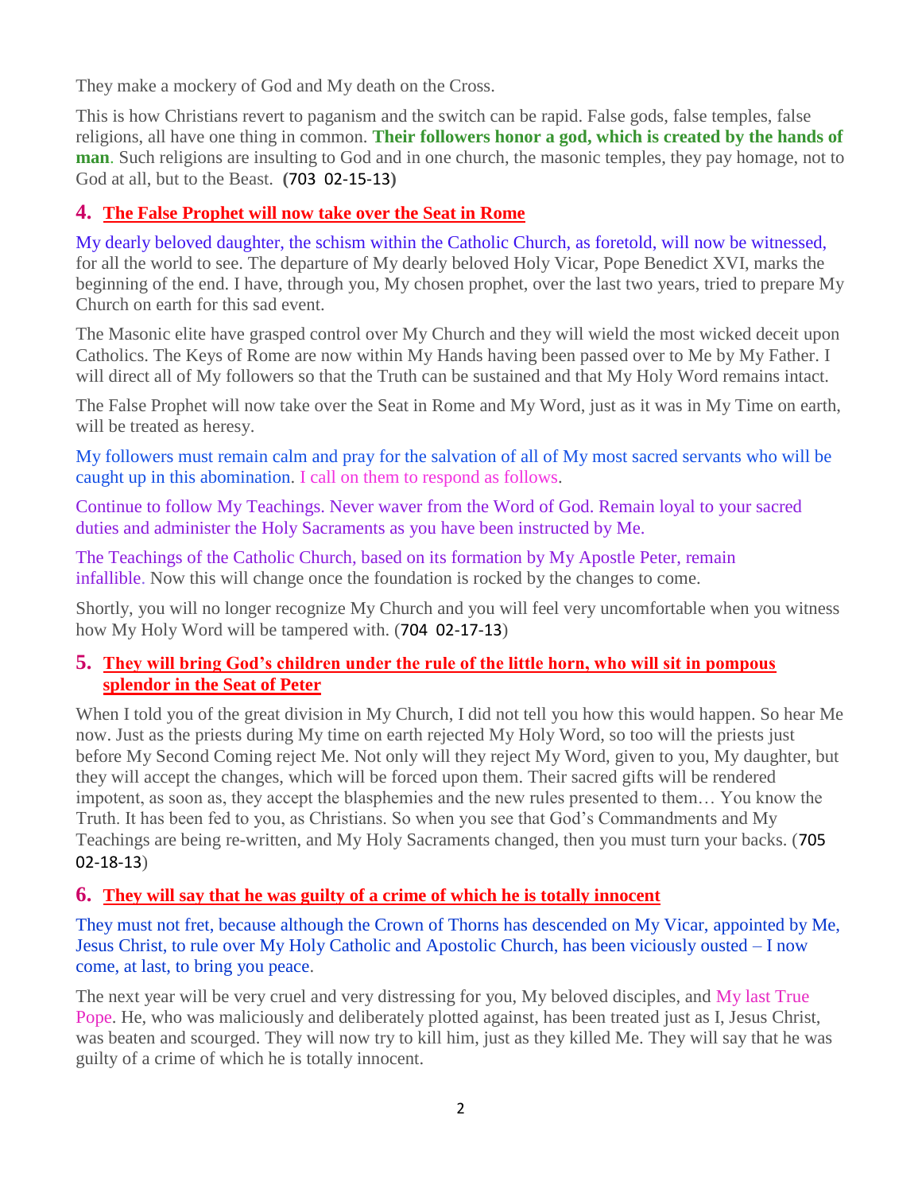They make a mockery of God and My death on the Cross.

This is how Christians revert to paganism and the switch can be rapid. False gods, false temples, false religions, all have one thing in common. **Their followers honor a god, which is created by the hands of man**. Such religions are insulting to God and in one church, the masonic temples, they pay homage, not to God at all, but to the Beast. **(**703 02-15-13**)**

## 4. The False Prophet will now take over the Seat in Rome

My dearly beloved daughter, the schism within the Catholic Church, as foretold, will now be witnessed, for all the world to see. The departure of My dearly beloved Holy Vicar, Pope Benedict XVI, marks the beginning of the end. I have, through you, My chosen prophet, over the last two years, tried to prepare My Church on earth for this sad event.

The Masonic elite have grasped control over My Church and they will wield the most wicked deceit upon Catholics. The Keys of Rome are now within My Hands having been passed over to Me by My Father. I will direct all of My followers so that the Truth can be sustained and that My Holy Word remains intact.

The False Prophet will now take over the Seat in Rome and My Word, just as it was in My Time on earth, will be treated as heresy.

My followers must remain calm and pray for the salvation of all of My most sacred servants who will be caught up in this abomination. I call on them to respond as follows.

Continue to follow My Teachings. Never waver from the Word of God. Remain loyal to your sacred duties and administer the Holy Sacraments as you have been instructed by Me.

The Teachings of the Catholic Church, based on its formation by My Apostle Peter, remain infallible. Now this will change once the foundation is rocked by the changes to come.

Shortly, you will no longer recognize My Church and you will feel very uncomfortable when you witness how My Holy Word will be tampered with. (704 02-17-13)

## 5. They will bring God's children under the rule of the little horn, who will sit in pompous splendor in the Seat of Peter

When I told you of the great division in My Church, I did not tell you how this would happen. So hear Me now. Just as the priests during My time on earth rejected My Holy Word, so too will the priests just before My Second Coming reject Me. Not only will they reject My Word, given to you, My daughter, but they will accept the changes, which will be forced upon them. Their sacred gifts will be rendered impotent, as soon as, they accept the blasphemies and the new rules presented to them… You know the Truth. It has been fed to you, as Christians. So when you see that God's Commandments and My Teachings are being re-written, and My Holy Sacraments changed, then you must turn your backs. (705 02-18-13)

## 6. They will say that he was guilty of a crime of which he is totally innocent

They must not fret, because although the Crown of Thorns has descended on My Vicar, appointed by Me, Jesus Christ, to rule over My Holy Catholic and Apostolic Church, has been viciously ousted – I now come, at last, to bring you peace.

The next year will be very cruel and very distressing for you, My beloved disciples, and My last True Pope. He, who was maliciously and deliberately plotted against, has been treated just as I, Jesus Christ, was beaten and scourged. They will now try to kill him, just as they killed Me. They will say that he was guilty of a crime of which he is totally innocent.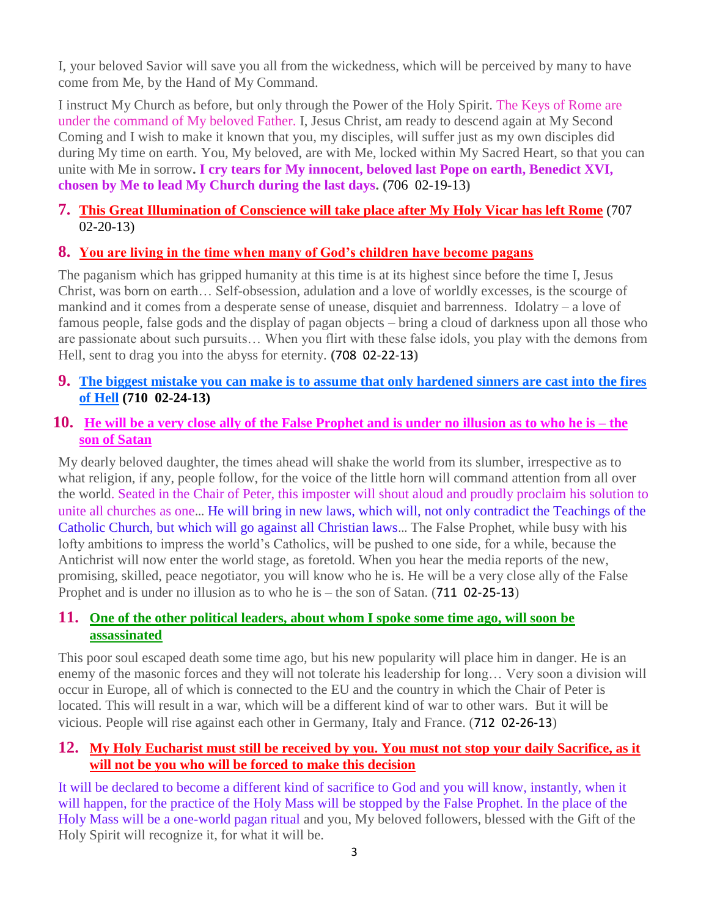I, your beloved Savior will save you all from the wickedness, which will be perceived by many to have come from Me, by the Hand of My Command.

I instruct My Church as before, but only through the Power of the Holy Spirit. The Keys of Rome are under the command of My beloved Father. I, Jesus Christ, am ready to descend again at My Second Coming and I wish to make it known that you, my disciples, will suffer just as my own disciples did during My time on earth. You, My beloved, are with Me, locked within My Sacred Heart, so that you can unite with Me in sorrow**. I cry tears for My innocent, beloved last Pope on earth, Benedict XVI, chosen by Me to lead My Church during the last days.** (706 02-19-13**)**

## 7. **This Great Illumination of Conscience will take place after My Holy Vicar has left Rome** (707 02-20-13)

## 8. **You are living in the time when many of God's children have become pagans**

The paganism which has gripped humanity at this time is at its highest since before the time I, Jesus Christ, was born on earth… Self-obsession, adulation and a love of worldly excesses, is the scourge of mankind and it comes from a desperate sense of unease, disquiet and barrenness. Idolatry – a love of famous people, false gods and the display of pagan objects – bring a cloud of darkness upon all those who are passionate about such pursuits… When you flirt with these false idols, you play with the demons from Hell, sent to drag you into the abyss for eternity. **(**708 02-22-13**)**

## 9. **The biggest mistake you can make is to assume that only hardened sinners are cast into the fires of Hell (710 02-24-13)**

## 10. **He will be a very close ally of the False Prophet and is under no illusion as to who he is – the son of Satan**

My dearly beloved daughter, the times ahead will shake the world from its slumber, irrespective as to what religion, if any, people follow, for the voice of the little horn will command attention from all over the world. Seated in the Chair of Peter, this imposter will shout aloud and proudly proclaim his solution to unite all churches as one… He will bring in new laws, which will, not only contradict the Teachings of the Catholic Church, but which will go against all Christian laws… The False Prophet, while busy with his lofty ambitions to impress the world's Catholics, will be pushed to one side, for a while, because the Antichrist will now enter the world stage, as foretold. When you hear the media reports of the new, promising, skilled, peace negotiator, you will know who he is. He will be a very close ally of the False Prophet and is under no illusion as to who he is – the son of Satan. (711 02-25-13)

## 11. **One of the other political leaders, about whom I spoke some time ago, will soon be assassinated**

This poor soul escaped death some time ago, but his new popularity will place him in danger. He is an enemy of the masonic forces and they will not tolerate his leadership for long… Very soon a division will occur in Europe, all of which is connected to the EU and the country in which the Chair of Peter is located. This will result in a war, which will be a different kind of war to other wars. But it will be vicious. People will rise against each other in Germany, Italy and France. (712 02-26-13)

## 12. **My Holy Eucharist must still be received by you. You must not stop your daily Sacrifice, as it will not be you who will be forced to make this decision**

It will be declared to become a different kind of sacrifice to God and you will know, instantly, when it will happen, for the practice of the Holy Mass will be stopped by the False Prophet. In the place of the Holy Mass will be a one-world pagan ritual and you, My beloved followers, blessed with the Gift of the Holy Spirit will recognize it, for what it will be.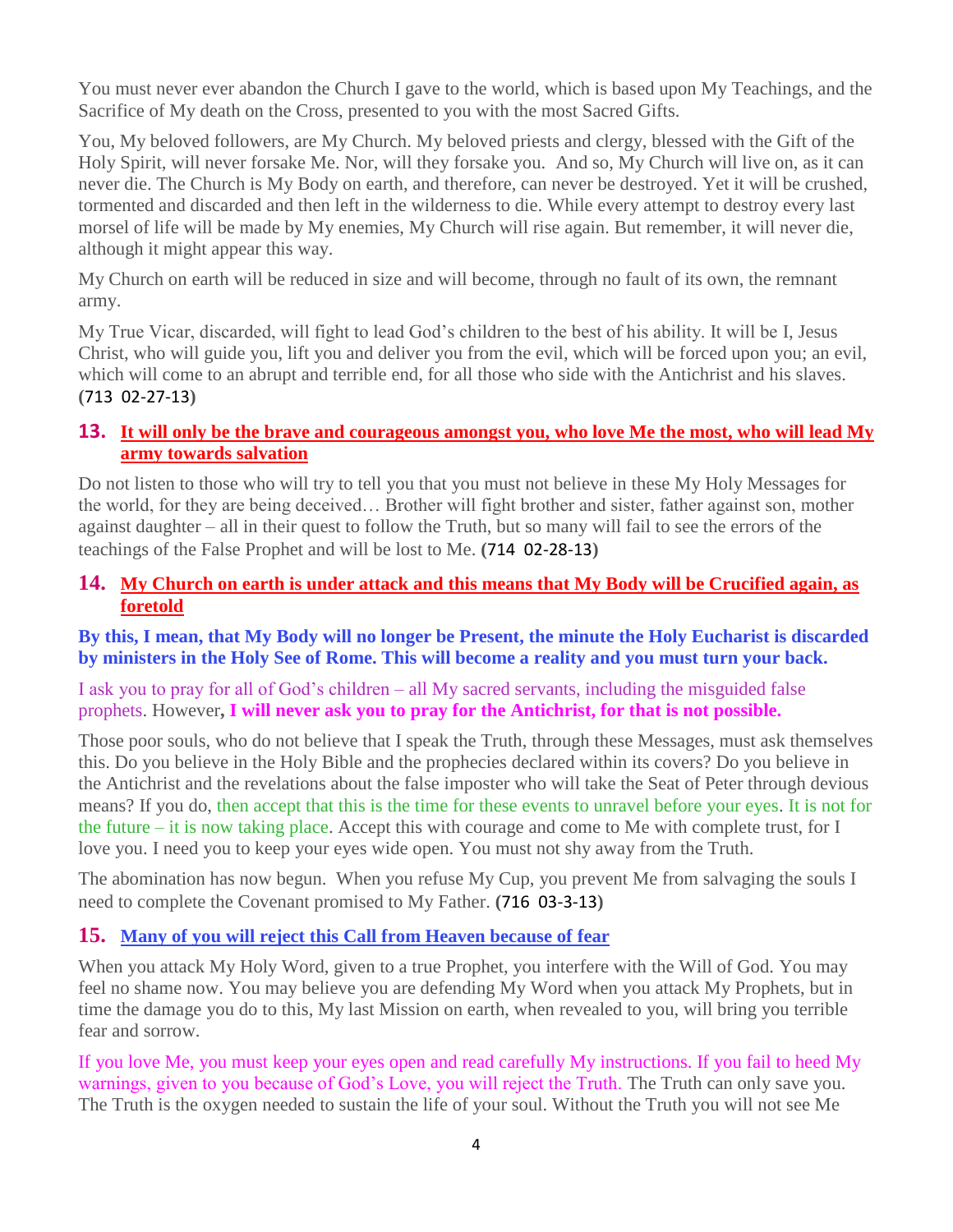You must never ever abandon the Church I gave to the world, which is based upon My Teachings, and the Sacrifice of My death on the Cross, presented to you with the most Sacred Gifts.

You, My beloved followers, are My Church. My beloved priests and clergy, blessed with the Gift of the Holy Spirit, will never forsake Me. Nor, will they forsake you. And so, My Church will live on, as it can never die. The Church is My Body on earth, and therefore, can never be destroyed. Yet it will be crushed, tormented and discarded and then left in the wilderness to die. While every attempt to destroy every last morsel of life will be made by My enemies, My Church will rise again. But remember, it will never die, although it might appear this way.

My Church on earth will be reduced in size and will become, through no fault of its own, the remnant army.

My True Vicar, discarded, will fight to lead God's children to the best of his ability. It will be I, Jesus Christ, who will guide you, lift you and deliver you from the evil, which will be forced upon you; an evil, which will come to an abrupt and terrible end, for all those who side with the Antichrist and his slaves. **(713 02-27-13)**

## 13. It will only be the brave and courageous amongst you, who love Me the most, who will lead My army towards salvation

Do not listen to those who will try to tell you that you must not believe in these My Holy Messages for the world, for they are being deceived… Brother will fight brother and sister, father against son, mother against daughter – all in their quest to follow the Truth, but so many will fail to see the errors of the teachings of the False Prophet and will be lost to Me. **(714 02-28-13)**

## 14. My Church on earth is under attack and this means that My Body will be Crucified again, as foretold

**By this, I mean, that My Body will no longer be Present, the minute the Holy Eucharist is discarded by ministers in the Holy See of Rome. This will become a reality and you must turn your back.**

I ask you to pray for all of God's children – all My sacred servants, including the misguided false prophets. However**, I will never ask you to pray for the Antichrist, for that is not possible.**

Those poor souls, who do not believe that I speak the Truth, through these Messages, must ask themselves this. Do you believe in the Holy Bible and the prophecies declared within its covers? Do you believe in the Antichrist and the revelations about the false imposter who will take the Seat of Peter through devious means? If you do, then accept that this is the time for these events to unravel before your eyes. It is not for the future – it is now taking place. Accept this with courage and come to Me with complete trust, for I love you. I need you to keep your eyes wide open. You must not shy away from the Truth.

The abomination has now begun. When you refuse My Cup, you prevent Me from salvaging the souls I need to complete the Covenant promised to My Father. **(716 03-3-13)**

## 15. Many of you will reject this Call from Heaven because of fear

When you attack My Holy Word, given to a true Prophet, you interfere with the Will of God. You may feel no shame now. You may believe you are defending My Word when you attack My Prophets, but in time the damage you do to this, My last Mission on earth, when revealed to you, will bring you terrible fear and sorrow.

If you love Me, you must keep your eyes open and read carefully My instructions. If you fail to heed My warnings, given to you because of God's Love, you will reject the Truth. The Truth can only save you. The Truth is the oxygen needed to sustain the life of your soul. Without the Truth you will not see Me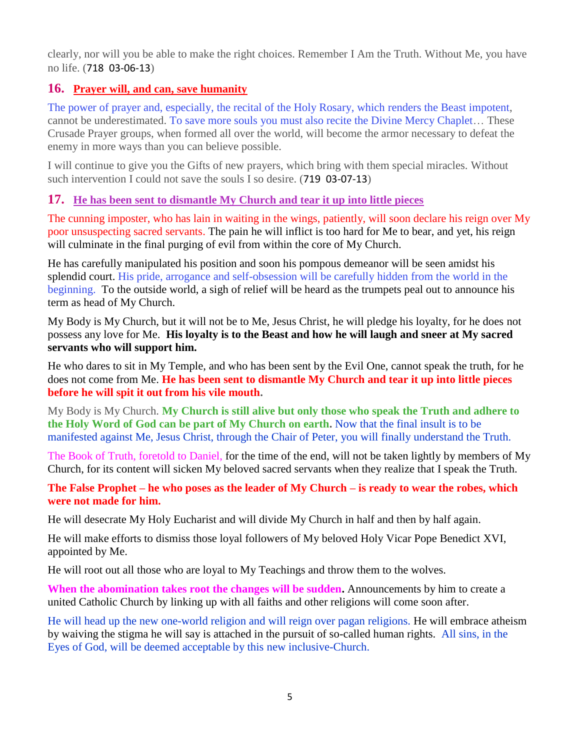clearly, nor will you be able to make the right choices. Remember I Am the Truth. Without Me, you have no life. (718 03-06-13)

## 16. Prayer will, and can, save humanity

The power of prayer and, especially, the recital of the Holy Rosary, which renders the Beast impotent, cannot be underestimated. To save more souls you must also recite the Divine Mercy Chaplet… These Crusade Prayer groups, when formed all over the world, will become the armor necessary to defeat the enemy in more ways than you can believe possible.

I will continue to give you the Gifts of new prayers, which bring with them special miracles. Without such intervention I could not save the souls I so desire. (719 03-07-13)

## 17. He has been sent to dismantle My Church and tear it up into little pieces

The cunning imposter, who has lain in waiting in the wings, patiently, will soon declare his reign over My poor unsuspecting sacred servants. The pain he will inflict is too hard for Me to bear, and yet, his reign will culminate in the final purging of evil from within the core of My Church.

He has carefully manipulated his position and soon his pompous demeanor will be seen amidst his splendid court. His pride, arrogance and self-obsession will be carefully hidden from the world in the beginning. To the outside world, a sigh of relief will be heard as the trumpets peal out to announce his term as head of My Church.

My Body is My Church, but it will not be to Me, Jesus Christ, he will pledge his loyalty, for he does not possess any love for Me. **His loyalty is to the Beast and how he will laugh and sneer at My sacred servants who will support him.**

He who dares to sit in My Temple, and who has been sent by the Evil One, cannot speak the truth, for he does not come from Me. **He has been sent to dismantle My Church and tear it up into little pieces before he will spit it out from his vile mouth.**

My Body is My Church. **My Church is still alive but only those who speak the Truth and adhere to the Holy Word of God can be part of My Church on earth.** Now that the final insult is to be manifested against Me, Jesus Christ, through the Chair of Peter, you will finally understand the Truth.

The Book of Truth, foretold to Daniel, for the time of the end, will not be taken lightly by members of My Church, for its content will sicken My beloved sacred servants when they realize that I speak the Truth.

**The False Prophet – he who poses as the leader of My Church – is ready to wear the robes, which were not made for him.**

He will desecrate My Holy Eucharist and will divide My Church in half and then by half again.

He will make efforts to dismiss those loyal followers of My beloved Holy Vicar Pope Benedict XVI, appointed by Me.

He will root out all those who are loyal to My Teachings and throw them to the wolves.

**When the abomination takes root the changes will be sudden.** Announcements by him to create a united Catholic Church by linking up with all faiths and other religions will come soon after.

He will head up the new one-world religion and will reign over pagan religions. He will embrace atheism by waiving the stigma he will say is attached in the pursuit of so-called human rights. All sins, in the Eyes of God, will be deemed acceptable by this new inclusive-Church.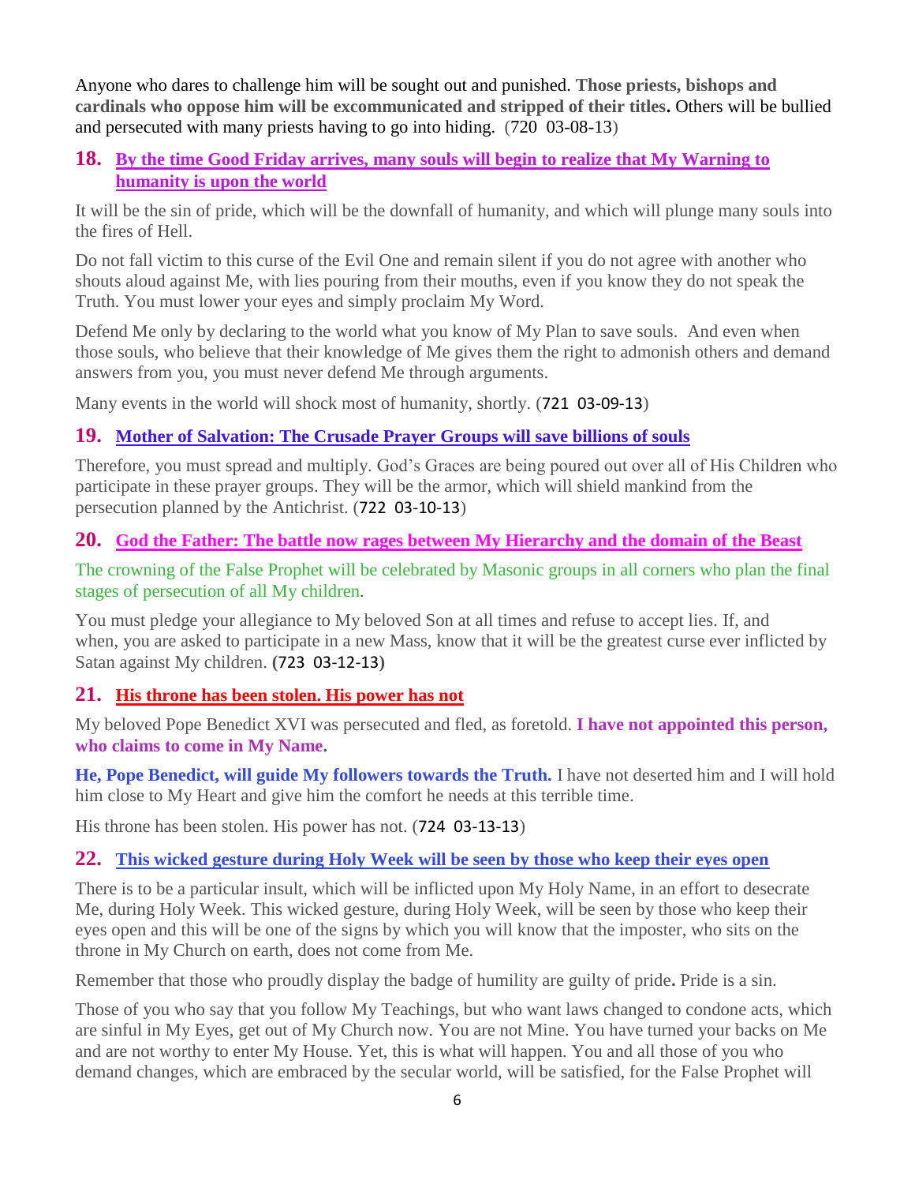Anyone who dares to challenge him will be sought out and punished. **Those priests, bishops and cardinals who oppose him will be excommunicated and stripped of their titles.** Others will be bullied and persecuted with many priests having to go into hiding. (720 03-08-13)

## 18. By the time Good Friday arrives, many souls will begin to realize that My Warning to humanity is upon the world

It will be the sin of pride, which will be the downfall of humanity, and which will plunge many souls into the fires of Hell.

Do not fall victim to this curse of the Evil One and remain silent if you do not agree with another who shouts aloud against Me, with lies pouring from their mouths, even if you know they do not speak the Truth. You must lower your eyes and simply proclaim My Word.

Defend Me only by declaring to the world what you know of My Plan to save souls. And even when those souls, who believe that their knowledge of Me gives them the right to admonish others and demand answers from you, you must never defend Me through arguments.

Many events in the world will shock most of humanity, shortly. (721 03-09-13)

## 19. Mother of Salvation: The Crusade Prayer Groups will save billions of souls

Therefore, you must spread and multiply. God's Graces are being poured out over all of His Children who participate in these prayer groups. They will be the armor, which will shield mankind from the persecution planned by the Antichrist. (722 03-10-13)

## 20. God the Father: The battle now rages between My Hierarchy and the domain of the Beast

The crowning of the False Prophet will be celebrated by Masonic groups in all corners who plan the final stages of persecution of all My children.

You must pledge your allegiance to My beloved Son at all times and refuse to accept lies. If, and when, you are asked to participate in a new Mass, know that it will be the greatest curse ever inflicted by Satan against My children. **(723 03-12-13)**

## 21. His throne has been stolen. His power has not

My beloved Pope Benedict XVI was persecuted and fled, as foretold. **I have not appointed this person, who claims to come in My Name.**

**He, Pope Benedict, will guide My followers towards the Truth.** I have not deserted him and I will hold him close to My Heart and give him the comfort he needs at this terrible time.

His throne has been stolen. His power has not. (724 03-13-13)

## 22. This wicked gesture during Holy Week will be seen by those who keep their eyes open

There is to be a particular insult, which will be inflicted upon My Holy Name, in an effort to desecrate Me, during Holy Week. This wicked gesture, during Holy Week, will be seen by those who keep their eyes open and this will be one of the signs by which you will know that the imposter, who sits on the throne in My Church on earth, does not come from Me.

Remember that those who proudly display the badge of humility are guilty of pride**.** Pride is a sin.

Those of you who say that you follow My Teachings, but who want laws changed to condone acts, which are sinful in My Eyes, get out of My Church now. You are not Mine. You have turned your backs on Me and are not worthy to enter My House. Yet, this is what will happen. You and all those of you who demand changes, which are embraced by the secular world, will be satisfied, for the False Prophet will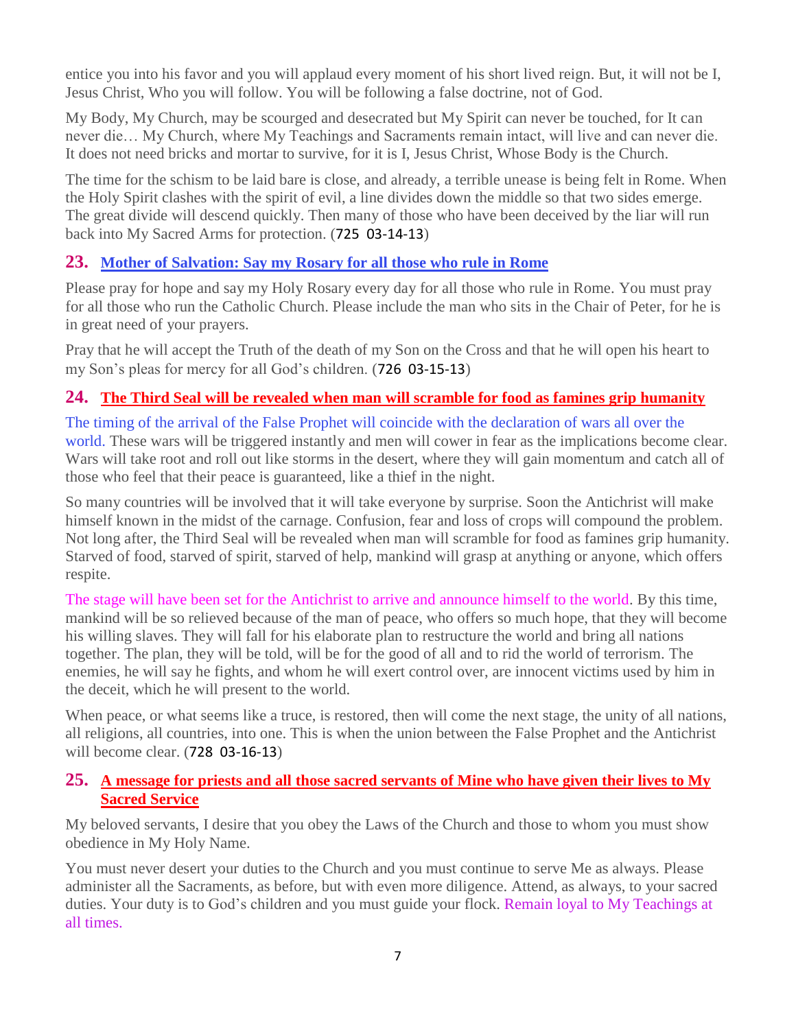entice you into his favor and you will applaud every moment of his short lived reign. But, it will not be I, Jesus Christ, Who you will follow. You will be following a false doctrine, not of God.

My Body, My Church, may be scourged and desecrated but My Spirit can never be touched, for It can never die… My Church, where My Teachings and Sacraments remain intact, will live and can never die. It does not need bricks and mortar to survive, for it is I, Jesus Christ, Whose Body is the Church.

The time for the schism to be laid bare is close, and already, a terrible unease is being felt in Rome. When the Holy Spirit clashes with the spirit of evil, a line divides down the middle so that two sides emerge. The great divide will descend quickly. Then many of those who have been deceived by the liar will run back into My Sacred Arms for protection. (725 03-14-13)

## 23. Mother of Salvation: Say my Rosary for all those who rule in Rome

Please pray for hope and say my Holy Rosary every day for all those who rule in Rome. You must pray for all those who run the Catholic Church. Please include the man who sits in the Chair of Peter, for he is in great need of your prayers.

Pray that he will accept the Truth of the death of my Son on the Cross and that he will open his heart to my Son's pleas for mercy for all God's children. (726 03-15-13)

## 24. The Third Seal will be revealed when man will scramble for food as famines grip humanity

The timing of the arrival of the False Prophet will coincide with the declaration of wars all over the world. These wars will be triggered instantly and men will cower in fear as the implications become clear. Wars will take root and roll out like storms in the desert, where they will gain momentum and catch all of those who feel that their peace is guaranteed, like a thief in the night.

So many countries will be involved that it will take everyone by surprise. Soon the Antichrist will make himself known in the midst of the carnage. Confusion, fear and loss of crops will compound the problem. Not long after, the Third Seal will be revealed when man will scramble for food as famines grip humanity. Starved of food, starved of spirit, starved of help, mankind will grasp at anything or anyone, which offers respite.

The stage will have been set for the Antichrist to arrive and announce himself to the world. By this time, mankind will be so relieved because of the man of peace, who offers so much hope, that they will become his willing slaves. They will fall for his elaborate plan to restructure the world and bring all nations together. The plan, they will be told, will be for the good of all and to rid the world of terrorism. The enemies, he will say he fights, and whom he will exert control over, are innocent victims used by him in the deceit, which he will present to the world.

When peace, or what seems like a truce, is restored, then will come the next stage, the unity of all nations, all religions, all countries, into one. This is when the union between the False Prophet and the Antichrist will become clear. (728 03-16-13)

## 25. A message for priests and all those sacred servants of Mine who have given their lives to My Sacred Service

My beloved servants, I desire that you obey the Laws of the Church and those to whom you must show obedience in My Holy Name.

You must never desert your duties to the Church and you must continue to serve Me as always. Please administer all the Sacraments, as before, but with even more diligence. Attend, as always, to your sacred duties. Your duty is to God's children and you must guide your flock. Remain loyal to My Teachings at all times.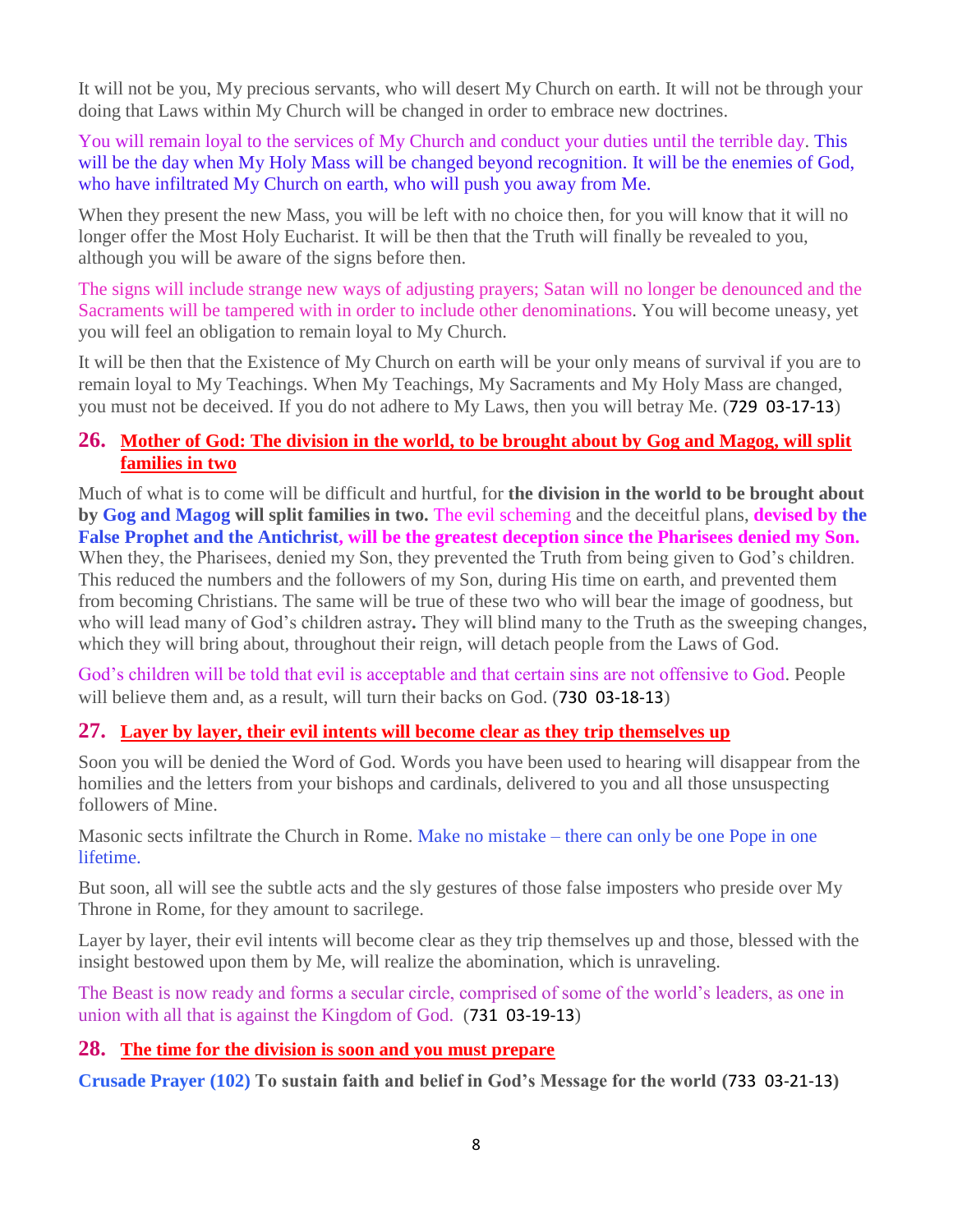It will not be you, My precious servants, who will desert My Church on earth. It will not be through your doing that Laws within My Church will be changed in order to embrace new doctrines.

You will remain loyal to the services of My Church and conduct your duties until the terrible day. This will be the day when My Holy Mass will be changed beyond recognition. It will be the enemies of God, who have infiltrated My Church on earth, who will push you away from Me.

When they present the new Mass, you will be left with no choice then, for you will know that it will no longer offer the Most Holy Eucharist. It will be then that the Truth will finally be revealed to you, although you will be aware of the signs before then.

The signs will include strange new ways of adjusting prayers; Satan will no longer be denounced and the Sacraments will be tampered with in order to include other denominations. You will become uneasy, yet you will feel an obligation to remain loyal to My Church.

It will be then that the Existence of My Church on earth will be your only means of survival if you are to remain loyal to My Teachings. When My Teachings, My Sacraments and My Holy Mass are changed, you must not be deceived. If you do not adhere to My Laws, then you will betray Me. (729 03-17-13)

## 26. Mother of God: The division in the world, to be brought about by Gog and Magog, will split families in two

Much of what is to come will be difficult and hurtful, for **the division in the world to be brought about by Gog and Magog will split families in two.** The evil scheming and the deceitful plans, **devised by the False Prophet and the Antichrist, will be the greatest deception since the Pharisees denied my Son.** When they, the Pharisees, denied my Son, they prevented the Truth from being given to God's children. This reduced the numbers and the followers of my Son, during His time on earth, and prevented them from becoming Christians. The same will be true of these two who will bear the image of goodness, but who will lead many of God's children astray**.** They will blind many to the Truth as the sweeping changes, which they will bring about, throughout their reign, will detach people from the Laws of God.

God's children will be told that evil is acceptable and that certain sins are not offensive to God. People will believe them and, as a result, will turn their backs on God. (730 03-18-13)

## 27. Layer by layer, their evil intents will become clear as they trip themselves up

Soon you will be denied the Word of God. Words you have been used to hearing will disappear from the homilies and the letters from your bishops and cardinals, delivered to you and all those unsuspecting followers of Mine.

Masonic sects infiltrate the Church in Rome. Make no mistake – there can only be one Pope in one lifetime.

But soon, all will see the subtle acts and the sly gestures of those false imposters who preside over My Throne in Rome, for they amount to sacrilege.

Layer by layer, their evil intents will become clear as they trip themselves up and those, blessed with the insight bestowed upon them by Me, will realize the abomination, which is unraveling.

The Beast is now ready and forms a secular circle, comprised of some of the world's leaders, as one in union with all that is against the Kingdom of God. (731 03-19-13)

## 28. The time for the division is soon and you must prepare

**Crusade Prayer (102) To sustain faith and belief in God's Message for the world (733 03-21-13)**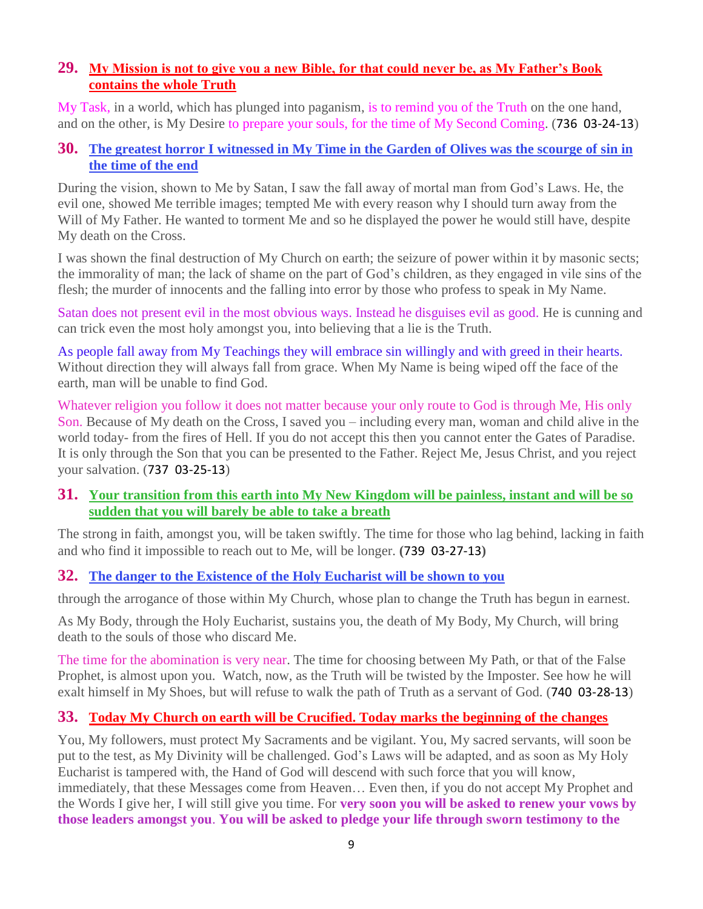## 29. **My Mission is not to give you a new Bible, for that could never be, as My Father's Book contains the whole Truth**

My Task, in a world, which has plunged into paganism, is to remind you of the Truth on the one hand, and on the other, is My Desire to prepare your souls, for the time of My Second Coming. (736 03-24-13)

## 30. **The greatest horror I witnessed in My Time in the Garden of Olives was the scourge of sin in the time of the end**

During the vision, shown to Me by Satan, I saw the fall away of mortal man from God's Laws. He, the evil one, showed Me terrible images; tempted Me with every reason why I should turn away from the Will of My Father. He wanted to torment Me and so he displayed the power he would still have, despite My death on the Cross.

I was shown the final destruction of My Church on earth; the seizure of power within it by masonic sects; the immorality of man; the lack of shame on the part of God's children, as they engaged in vile sins of the flesh; the murder of innocents and the falling into error by those who profess to speak in My Name.

Satan does not present evil in the most obvious ways. Instead he disguises evil as good. He is cunning and can trick even the most holy amongst you, into believing that a lie is the Truth.

As people fall away from My Teachings they will embrace sin willingly and with greed in their hearts. Without direction they will always fall from grace. When My Name is being wiped off the face of the earth, man will be unable to find God.

Whatever religion you follow it does not matter because your only route to God is through Me, His only Son. Because of My death on the Cross, I saved you – including every man, woman and child alive in the world today- from the fires of Hell. If you do not accept this then you cannot enter the Gates of Paradise. It is only through the Son that you can be presented to the Father. Reject Me, Jesus Christ, and you reject your salvation. (737 03-25-13)

## 31. **Your transition from this earth into My New Kingdom will be painless, instant and will be so sudden that you will barely be able to take a breath**

The strong in faith, amongst you, will be taken swiftly. The time for those who lag behind, lacking in faith and who find it impossible to reach out to Me, will be longer. **(739 03-27-13)**

## 32. **The danger to the Existence of the Holy Eucharist will be shown to you**

through the arrogance of those within My Church, whose plan to change the Truth has begun in earnest.

As My Body, through the Holy Eucharist, sustains you, the death of My Body, My Church, will bring death to the souls of those who discard Me.

The time for the abomination is very near. The time for choosing between My Path, or that of the False Prophet, is almost upon you. Watch, now, as the Truth will be twisted by the Imposter. See how he will exalt himself in My Shoes, but will refuse to walk the path of Truth as a servant of God. (740 03-28-13)

## 33. **Today My Church on earth will be Crucified. Today marks the beginning of the changes**

You, My followers, must protect My Sacraments and be vigilant. You, My sacred servants, will soon be put to the test, as My Divinity will be challenged. God's Laws will be adapted, and as soon as My Holy Eucharist is tampered with, the Hand of God will descend with such force that you will know, immediately, that these Messages come from Heaven… Even then, if you do not accept My Prophet and the Words I give her, I will still give you time. For **very soon you will be asked to renew your vows by those leaders amongst you**. **You will be asked to pledge your life through sworn testimony to the**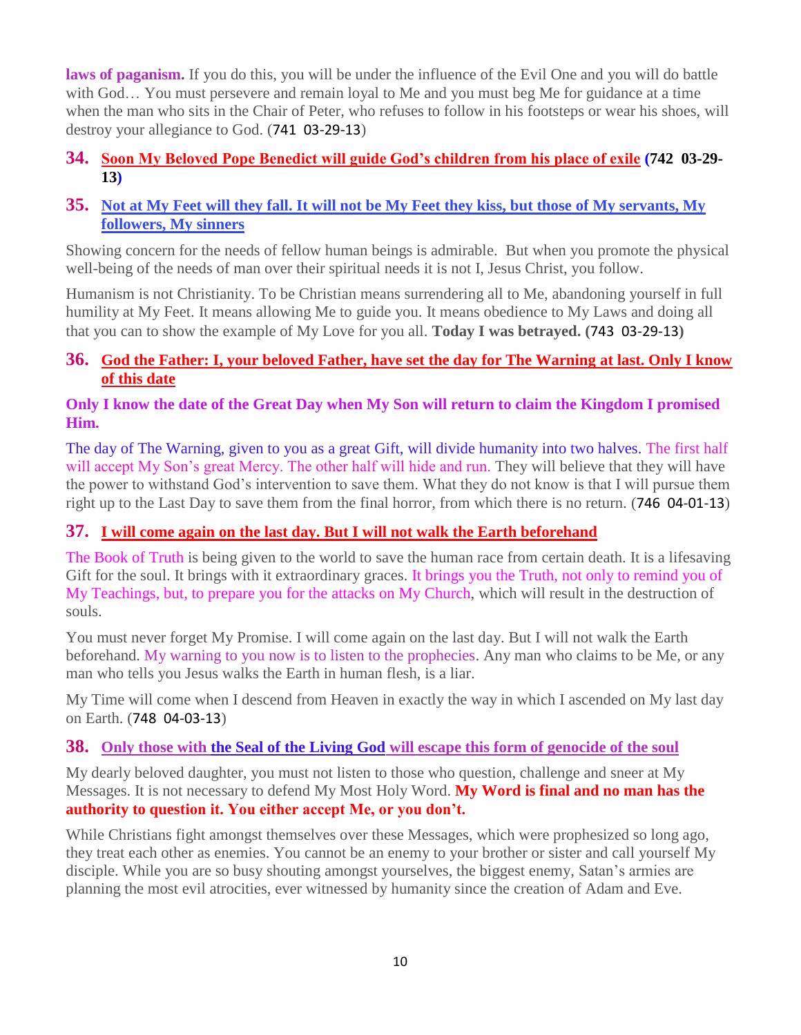**laws of paganism.** If you do this, you will be under the influence of the Evil One and you will do battle with God… You must persevere and remain loyal to Me and you must beg Me for guidance at a time when the man who sits in the Chair of Peter, who refuses to follow in his footsteps or wear his shoes, will destroy your allegiance to God. (741 03-29-13)

## 34. Soon My Beloved Pope Benedict will guide God's children from his place of exile (742 03-29-13)

## 35. Not at My Feet will they fall. It will not be My Feet they kiss, but those of My servants, My followers, My sinners

Showing concern for the needs of fellow human beings is admirable. But when you promote the physical well-being of the needs of man over their spiritual needs it is not I, Jesus Christ, you follow.

Humanism is not Christianity. To be Christian means surrendering all to Me, abandoning yourself in full humility at My Feet. It means allowing Me to guide you. It means obedience to My Laws and doing all that you can to show the example of My Love for you all. **Today I was betrayed. (743 03-29-13)**

## 36. God the Father: I, your beloved Father, have set the day for The Warning at last. Only I know of this date

**Only I know the date of the Great Day when My Son will return to claim the Kingdom I promised Him.**

The day of The Warning, given to you as a great Gift, will divide humanity into two halves. The first half will accept My Son's great Mercy. The other half will hide and run. They will believe that they will have the power to withstand God's intervention to save them. What they do not know is that I will pursue them right up to the Last Day to save them from the final horror, from which there is no return. (746 04-01-13)

## 37. I will come again on the last day. But I will not walk the Earth beforehand

The Book of Truth is being given to the world to save the human race from certain death. It is a lifesaving Gift for the soul. It brings with it extraordinary graces. It brings you the Truth, not only to remind you of My Teachings, but, to prepare you for the attacks on My Church, which will result in the destruction of souls.

You must never forget My Promise. I will come again on the last day. But I will not walk the Earth beforehand. My warning to you now is to listen to the prophecies. Any man who claims to be Me, or any man who tells you Jesus walks the Earth in human flesh, is a liar.

My Time will come when I descend from Heaven in exactly the way in which I ascended on My last day on Earth. (748 04-03-13)

## 38. Only those with the Seal of the Living God will escape this form of genocide of the soul

My dearly beloved daughter, you must not listen to those who question, challenge and sneer at My Messages. It is not necessary to defend My Most Holy Word. **My Word is final and no man has the authority to question it. You either accept Me, or you don't.**

While Christians fight amongst themselves over these Messages, which were prophesized so long ago, they treat each other as enemies. You cannot be an enemy to your brother or sister and call yourself My disciple. While you are so busy shouting amongst yourselves, the biggest enemy, Satan's armies are planning the most evil atrocities, ever witnessed by humanity since the creation of Adam and Eve.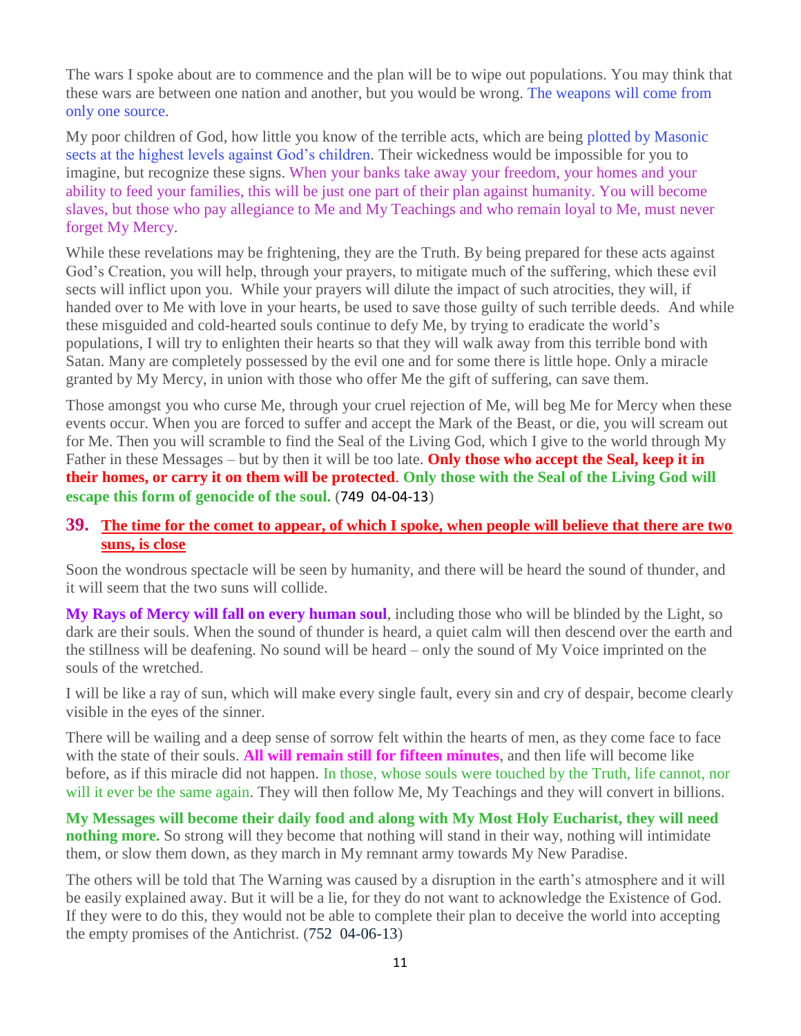The wars I spoke about are to commence and the plan will be to wipe out populations. You may think that these wars are between one nation and another, but you would be wrong. The weapons will come from only one source.

My poor children of God, how little you know of the terrible acts, which are being plotted by Masonic sects at the highest levels against God's children. Their wickedness would be impossible for you to imagine, but recognize these signs. When your banks take away your freedom, your homes and your ability to feed your families, this will be just one part of their plan against humanity. You will become slaves, but those who pay allegiance to Me and My Teachings and who remain loyal to Me, must never forget My Mercy.

While these revelations may be frightening, they are the Truth. By being prepared for these acts against God's Creation, you will help, through your prayers, to mitigate much of the suffering, which these evil sects will inflict upon you. While your prayers will dilute the impact of such atrocities, they will, if handed over to Me with love in your hearts, be used to save those guilty of such terrible deeds. And while these misguided and cold-hearted souls continue to defy Me, by trying to eradicate the world's populations, I will try to enlighten their hearts so that they will walk away from this terrible bond with Satan. Many are completely possessed by the evil one and for some there is little hope. Only a miracle granted by My Mercy, in union with those who offer Me the gift of suffering, can save them.

Those amongst you who curse Me, through your cruel rejection of Me, will beg Me for Mercy when these events occur. When you are forced to suffer and accept the Mark of the Beast, or die, you will scream out for Me. Then you will scramble to find the Seal of the Living God, which I give to the world through My Father in these Messages – but by then it will be too late. **Only those who accept the Seal, keep it in their homes, or carry it on them will be protected**. **Only those with the Seal of the Living God will escape this form of genocide of the soul.** (749 04-04-13)

## 39. The time for the comet to appear, of which I spoke, when people will believe that there are two suns, is close

Soon the wondrous spectacle will be seen by humanity, and there will be heard the sound of thunder, and it will seem that the two suns will collide.

**My Rays of Mercy will fall on every human soul**, including those who will be blinded by the Light, so dark are their souls. When the sound of thunder is heard, a quiet calm will then descend over the earth and the stillness will be deafening. No sound will be heard – only the sound of My Voice imprinted on the souls of the wretched.

I will be like a ray of sun, which will make every single fault, every sin and cry of despair, become clearly visible in the eyes of the sinner.

There will be wailing and a deep sense of sorrow felt within the hearts of men, as they come face to face with the state of their souls. **All will remain still for fifteen minutes**, and then life will become like before, as if this miracle did not happen. In those, whose souls were touched by the Truth, life cannot, nor will it ever be the same again. They will then follow Me, My Teachings and they will convert in billions.

**My Messages will become their daily food and along with My Most Holy Eucharist, they will need nothing more.** So strong will they become that nothing will stand in their way, nothing will intimidate them, or slow them down, as they march in My remnant army towards My New Paradise.

The others will be told that The Warning was caused by a disruption in the earth's atmosphere and it will be easily explained away. But it will be a lie, for they do not want to acknowledge the Existence of God. If they were to do this, they would not be able to complete their plan to deceive the world into accepting the empty promises of the Antichrist. (752 04-06-13)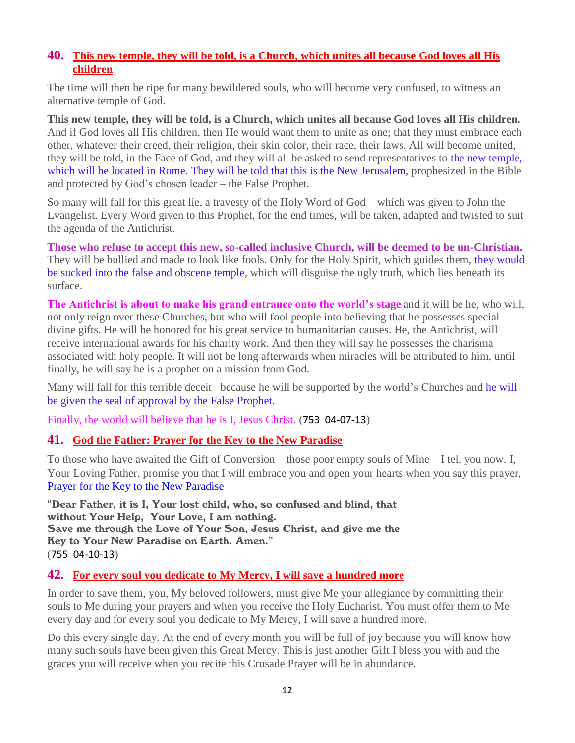## 40. This new temple, they will be told, is a Church, which unites all because God loves all His children

The time will then be ripe for many bewildered souls, who will become very confused, to witness an alternative temple of God.

**This new temple, they will be told, is a Church, which unites all because God loves all His children.** And if God loves all His children, then He would want them to unite as one; that they must embrace each other, whatever their creed, their religion, their skin color, their race, their laws. All will become united, they will be told, in the Face of God, and they will all be asked to send representatives to the new temple, which will be located in Rome. They will be told that this is the New Jerusalem, prophesized in the Bible and protected by God's chosen leader – the False Prophet.

So many will fall for this great lie, a travesty of the Holy Word of God – which was given to John the Evangelist. Every Word given to this Prophet, for the end times, will be taken, adapted and twisted to suit the agenda of the Antichrist.

**Those who refuse to accept this new, so-called inclusive Church, will be deemed to be un-Christian.** They will be bullied and made to look like fools. Only for the Holy Spirit, which guides them, they would be sucked into the false and obscene temple, which will disguise the ugly truth, which lies beneath its surface.

**The Antichrist is about to make his grand entrance onto the world's stage** and it will be he, who will, not only reign over these Churches, but who will fool people into believing that he possesses special divine gifts. He will be honored for his great service to humanitarian causes. He, the Antichrist, will receive international awards for his charity work. And then they will say he possesses the charisma associated with holy people. It will not be long afterwards when miracles will be attributed to him, until finally, he will say he is a prophet on a mission from God.

Many will fall for this terrible deceit because he will be supported by the world's Churches and he will be given the seal of approval by the False Prophet.

Finally, the world will believe that he is I, Jesus Christ. (753 04-07-13)

## 41. God the Father: Prayer for the Key to the New Paradise

To those who have awaited the Gift of Conversion – those poor empty souls of Mine – I tell you now. I, Your Loving Father, promise you that I will embrace you and open your hearts when you say this prayer, Prayer for the Key to the New Paradise

"Dear Father, it is I, Your lost child, who, so confused and blind, that without Your Help, Your Love, I am nothing.
Save me through the Love of Your Son, Jesus Christ, and give me the Key to Your New Paradise on Earth. Amen."
(755 04-10-13)

## 42. For every soul you dedicate to My Mercy, I will save a hundred more

In order to save them, you, My beloved followers, must give Me your allegiance by committing their souls to Me during your prayers and when you receive the Holy Eucharist. You must offer them to Me every day and for every soul you dedicate to My Mercy, I will save a hundred more.

Do this every single day. At the end of every month you will be full of joy because you will know how many such souls have been given this Great Mercy. This is just another Gift I bless you with and the graces you will receive when you recite this Crusade Prayer will be in abundance.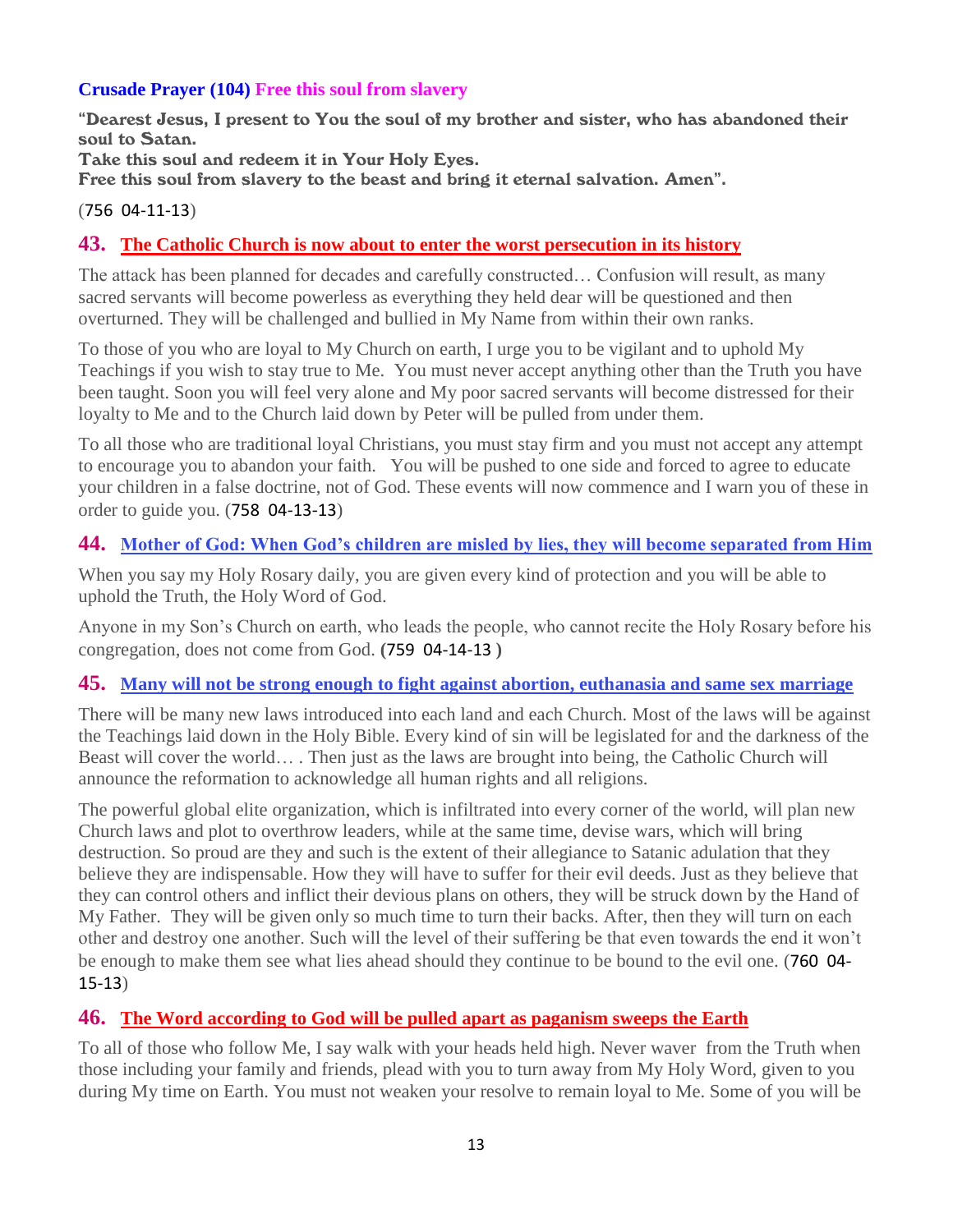**Crusade Prayer (104) Free this soul from slavery**

"Dearest Jesus, I present to You the soul of my brother and sister, who has abandoned their soul to Satan.
Take this soul and redeem it in Your Holy Eyes.
Free this soul from slavery to the beast and bring it eternal salvation. Amen".

(756 04-11-13)

## 43. The Catholic Church is now about to enter the worst persecution in its history

The attack has been planned for decades and carefully constructed… Confusion will result, as many sacred servants will become powerless as everything they held dear will be questioned and then overturned. They will be challenged and bullied in My Name from within their own ranks.

To those of you who are loyal to My Church on earth, I urge you to be vigilant and to uphold My Teachings if you wish to stay true to Me. You must never accept anything other than the Truth you have been taught. Soon you will feel very alone and My poor sacred servants will become distressed for their loyalty to Me and to the Church laid down by Peter will be pulled from under them.

To all those who are traditional loyal Christians, you must stay firm and you must not accept any attempt to encourage you to abandon your faith. You will be pushed to one side and forced to agree to educate your children in a false doctrine, not of God. These events will now commence and I warn you of these in order to guide you. (758 04-13-13)

## 44. Mother of God: When God's children are misled by lies, they will become separated from Him

When you say my Holy Rosary daily, you are given every kind of protection and you will be able to uphold the Truth, the Holy Word of God.

Anyone in my Son's Church on earth, who leads the people, who cannot recite the Holy Rosary before his congregation, does not come from God. (759 04-14-13 )

## 45. Many will not be strong enough to fight against abortion, euthanasia and same sex marriage

There will be many new laws introduced into each land and each Church. Most of the laws will be against the Teachings laid down in the Holy Bible. Every kind of sin will be legislated for and the darkness of the Beast will cover the world… . Then just as the laws are brought into being, the Catholic Church will announce the reformation to acknowledge all human rights and all religions.

The powerful global elite organization, which is infiltrated into every corner of the world, will plan new Church laws and plot to overthrow leaders, while at the same time, devise wars, which will bring destruction. So proud are they and such is the extent of their allegiance to Satanic adulation that they believe they are indispensable. How they will have to suffer for their evil deeds. Just as they believe that they can control others and inflict their devious plans on others, they will be struck down by the Hand of My Father. They will be given only so much time to turn their backs. After, then they will turn on each other and destroy one another. Such will the level of their suffering be that even towards the end it won't be enough to make them see what lies ahead should they continue to be bound to the evil one. (760 04-15-13)

## 46. The Word according to God will be pulled apart as paganism sweeps the Earth

To all of those who follow Me, I say walk with your heads held high. Never waver from the Truth when those including your family and friends, plead with you to turn away from My Holy Word, given to you during My time on Earth. You must not weaken your resolve to remain loyal to Me. Some of you will be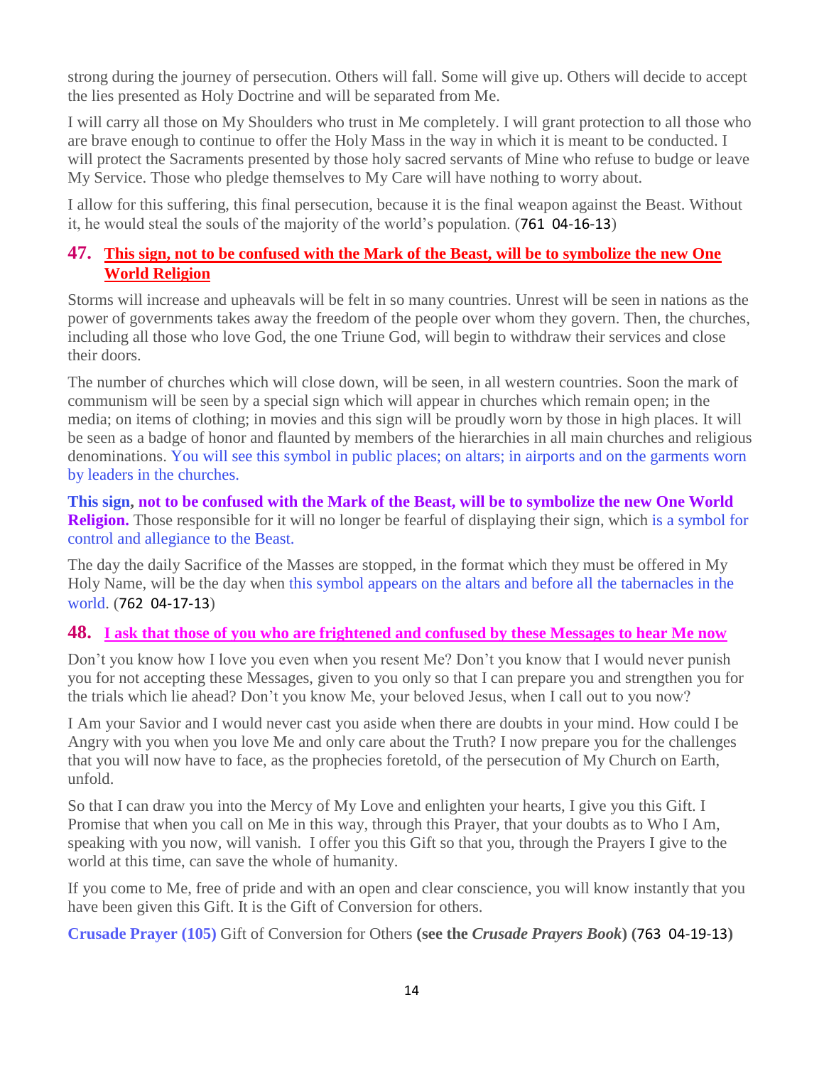strong during the journey of persecution. Others will fall. Some will give up. Others will decide to accept the lies presented as Holy Doctrine and will be separated from Me.

I will carry all those on My Shoulders who trust in Me completely. I will grant protection to all those who are brave enough to continue to offer the Holy Mass in the way in which it is meant to be conducted. I will protect the Sacraments presented by those holy sacred servants of Mine who refuse to budge or leave My Service. Those who pledge themselves to My Care will have nothing to worry about.

I allow for this suffering, this final persecution, because it is the final weapon against the Beast. Without it, he would steal the souls of the majority of the world's population. (761 04-16-13)

## 47. This sign, not to be confused with the Mark of the Beast, will be to symbolize the new One World Religion

Storms will increase and upheavals will be felt in so many countries. Unrest will be seen in nations as the power of governments takes away the freedom of the people over whom they govern. Then, the churches, including all those who love God, the one Triune God, will begin to withdraw their services and close their doors.

The number of churches which will close down, will be seen, in all western countries. Soon the mark of communism will be seen by a special sign which will appear in churches which remain open; in the media; on items of clothing; in movies and this sign will be proudly worn by those in high places. It will be seen as a badge of honor and flaunted by members of the hierarchies in all main churches and religious denominations. You will see this symbol in public places; on altars; in airports and on the garments worn by leaders in the churches.

**This sign, not to be confused with the Mark of the Beast, will be to symbolize the new One World Religion.** Those responsible for it will no longer be fearful of displaying their sign, which is a symbol for control and allegiance to the Beast.

The day the daily Sacrifice of the Masses are stopped, in the format which they must be offered in My Holy Name, will be the day when this symbol appears on the altars and before all the tabernacles in the world. (762 04-17-13)

## 48. I ask that those of you who are frightened and confused by these Messages to hear Me now

Don't you know how I love you even when you resent Me? Don't you know that I would never punish you for not accepting these Messages, given to you only so that I can prepare you and strengthen you for the trials which lie ahead? Don't you know Me, your beloved Jesus, when I call out to you now?

I Am your Savior and I would never cast you aside when there are doubts in your mind. How could I be Angry with you when you love Me and only care about the Truth? I now prepare you for the challenges that you will now have to face, as the prophecies foretold, of the persecution of My Church on Earth, unfold.

So that I can draw you into the Mercy of My Love and enlighten your hearts, I give you this Gift. I Promise that when you call on Me in this way, through this Prayer, that your doubts as to Who I Am, speaking with you now, will vanish. I offer you this Gift so that you, through the Prayers I give to the world at this time, can save the whole of humanity.

If you come to Me, free of pride and with an open and clear conscience, you will know instantly that you have been given this Gift. It is the Gift of Conversion for others.

**Crusade Prayer (105)** Gift of Conversion for Others **(see the *Crusade Prayers Book*) (763 04-19-13)**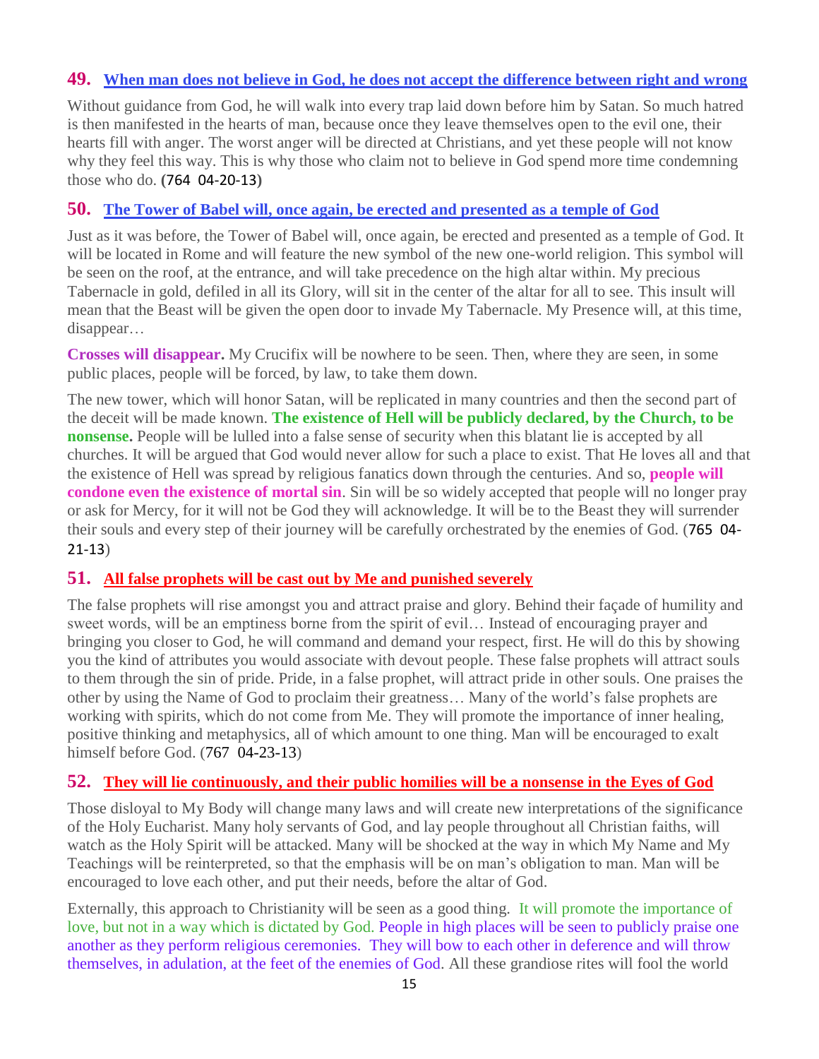## 49. [When man does not believe in God, he does not accept the difference between right and wrong]

Without guidance from God, he will walk into every trap laid down before him by Satan. So much hatred is then manifested in the hearts of man, because once they leave themselves open to the evil one, their hearts fill with anger. The worst anger will be directed at Christians, and yet these people will not know why they feel this way. This is why those who claim not to believe in God spend more time condemning those who do. **(764 04-20-13)**

## 50. [The Tower of Babel will, once again, be erected and presented as a temple of God]

Just as it was before, the Tower of Babel will, once again, be erected and presented as a temple of God. It will be located in Rome and will feature the new symbol of the new one-world religion. This symbol will be seen on the roof, at the entrance, and will take precedence on the high altar within. My precious Tabernacle in gold, defiled in all its Glory, will sit in the center of the altar for all to see. This insult will mean that the Beast will be given the open door to invade My Tabernacle. My Presence will, at this time, disappear…

**Crosses will disappear.** My Crucifix will be nowhere to be seen. Then, where they are seen, in some public places, people will be forced, by law, to take them down.

The new tower, which will honor Satan, will be replicated in many countries and then the second part of the deceit will be made known. **The existence of Hell will be publicly declared, by the Church, to be nonsense.** People will be lulled into a false sense of security when this blatant lie is accepted by all churches. It will be argued that God would never allow for such a place to exist. That He loves all and that the existence of Hell was spread by religious fanatics down through the centuries. And so, **people will condone even the existence of mortal sin**. Sin will be so widely accepted that people will no longer pray or ask for Mercy, for it will not be God they will acknowledge. It will be to the Beast they will surrender their souls and every step of their journey will be carefully orchestrated by the enemies of God. (765 04-21-13)

## 51. [All false prophets will be cast out by Me and punished severely]

The false prophets will rise amongst you and attract praise and glory. Behind their façade of humility and sweet words, will be an emptiness borne from the spirit of evil… Instead of encouraging prayer and bringing you closer to God, he will command and demand your respect, first. He will do this by showing you the kind of attributes you would associate with devout people. These false prophets will attract souls to them through the sin of pride. Pride, in a false prophet, will attract pride in other souls. One praises the other by using the Name of God to proclaim their greatness… Many of the world's false prophets are working with spirits, which do not come from Me. They will promote the importance of inner healing, positive thinking and metaphysics, all of which amount to one thing. Man will be encouraged to exalt himself before God. (767 04-23-13)

## 52. [They will lie continuously, and their public homilies will be a nonsense in the Eyes of God]

Those disloyal to My Body will change many laws and will create new interpretations of the significance of the Holy Eucharist. Many holy servants of God, and lay people throughout all Christian faiths, will watch as the Holy Spirit will be attacked. Many will be shocked at the way in which My Name and My Teachings will be reinterpreted, so that the emphasis will be on man's obligation to man. Man will be encouraged to love each other, and put their needs, before the altar of God.

Externally, this approach to Christianity will be seen as a good thing. It will promote the importance of love, but not in a way which is dictated by God. People in high places will be seen to publicly praise one another as they perform religious ceremonies. They will bow to each other in deference and will throw themselves, in adulation, at the feet of the enemies of God. All these grandiose rites will fool the world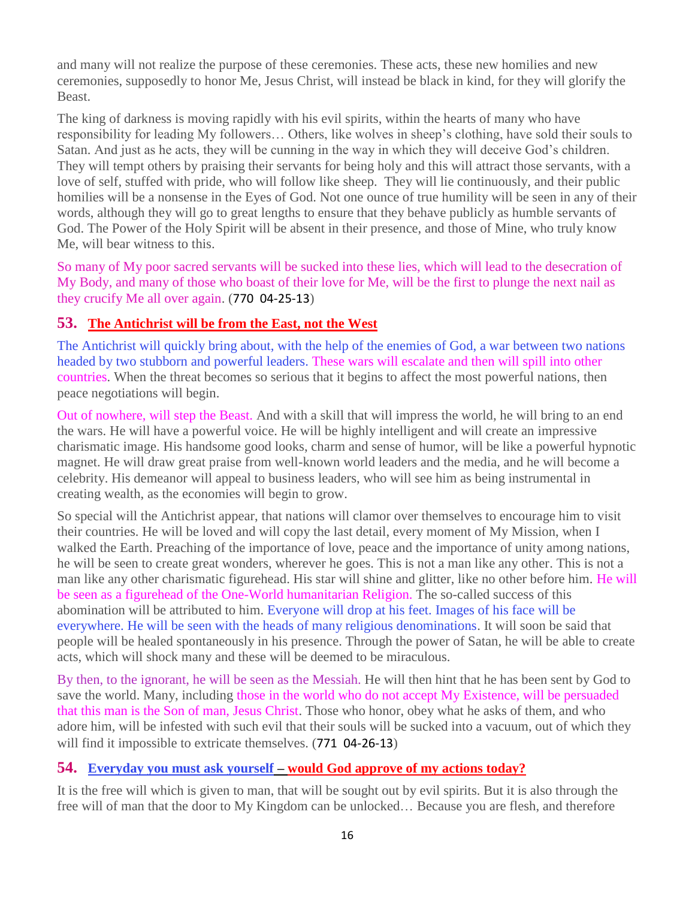and many will not realize the purpose of these ceremonies. These acts, these new homilies and new ceremonies, supposedly to honor Me, Jesus Christ, will instead be black in kind, for they will glorify the Beast.

The king of darkness is moving rapidly with his evil spirits, within the hearts of many who have responsibility for leading My followers… Others, like wolves in sheep's clothing, have sold their souls to Satan. And just as he acts, they will be cunning in the way in which they will deceive God's children. They will tempt others by praising their servants for being holy and this will attract those servants, with a love of self, stuffed with pride, who will follow like sheep. They will lie continuously, and their public homilies will be a nonsense in the Eyes of God. Not one ounce of true humility will be seen in any of their words, although they will go to great lengths to ensure that they behave publicly as humble servants of God. The Power of the Holy Spirit will be absent in their presence, and those of Mine, who truly know Me, will bear witness to this.

So many of My poor sacred servants will be sucked into these lies, which will lead to the desecration of My Body, and many of those who boast of their love for Me, will be the first to plunge the next nail as they crucify Me all over again. (770 04-25-13)

## 53. The Antichrist will be from the East, not the West

The Antichrist will quickly bring about, with the help of the enemies of God, a war between two nations headed by two stubborn and powerful leaders. These wars will escalate and then will spill into other countries. When the threat becomes so serious that it begins to affect the most powerful nations, then peace negotiations will begin.

Out of nowhere, will step the Beast. And with a skill that will impress the world, he will bring to an end the wars. He will have a powerful voice. He will be highly intelligent and will create an impressive charismatic image. His handsome good looks, charm and sense of humor, will be like a powerful hypnotic magnet. He will draw great praise from well-known world leaders and the media, and he will become a celebrity. His demeanor will appeal to business leaders, who will see him as being instrumental in creating wealth, as the economies will begin to grow.

So special will the Antichrist appear, that nations will clamor over themselves to encourage him to visit their countries. He will be loved and will copy the last detail, every moment of My Mission, when I walked the Earth. Preaching of the importance of love, peace and the importance of unity among nations, he will be seen to create great wonders, wherever he goes. This is not a man like any other. This is not a man like any other charismatic figurehead. His star will shine and glitter, like no other before him. He will be seen as a figurehead of the One-World humanitarian Religion. The so-called success of this abomination will be attributed to him. Everyone will drop at his feet. Images of his face will be everywhere. He will be seen with the heads of many religious denominations. It will soon be said that people will be healed spontaneously in his presence. Through the power of Satan, he will be able to create acts, which will shock many and these will be deemed to be miraculous.

By then, to the ignorant, he will be seen as the Messiah. He will then hint that he has been sent by God to save the world. Many, including those in the world who do not accept My Existence, will be persuaded that this man is the Son of man, Jesus Christ. Those who honor, obey what he asks of them, and who adore him, will be infested with such evil that their souls will be sucked into a vacuum, out of which they will find it impossible to extricate themselves. (771 04-26-13)

## 54. Everyday you must ask yourself – would God approve of my actions today?

It is the free will which is given to man, that will be sought out by evil spirits. But it is also through the free will of man that the door to My Kingdom can be unlocked… Because you are flesh, and therefore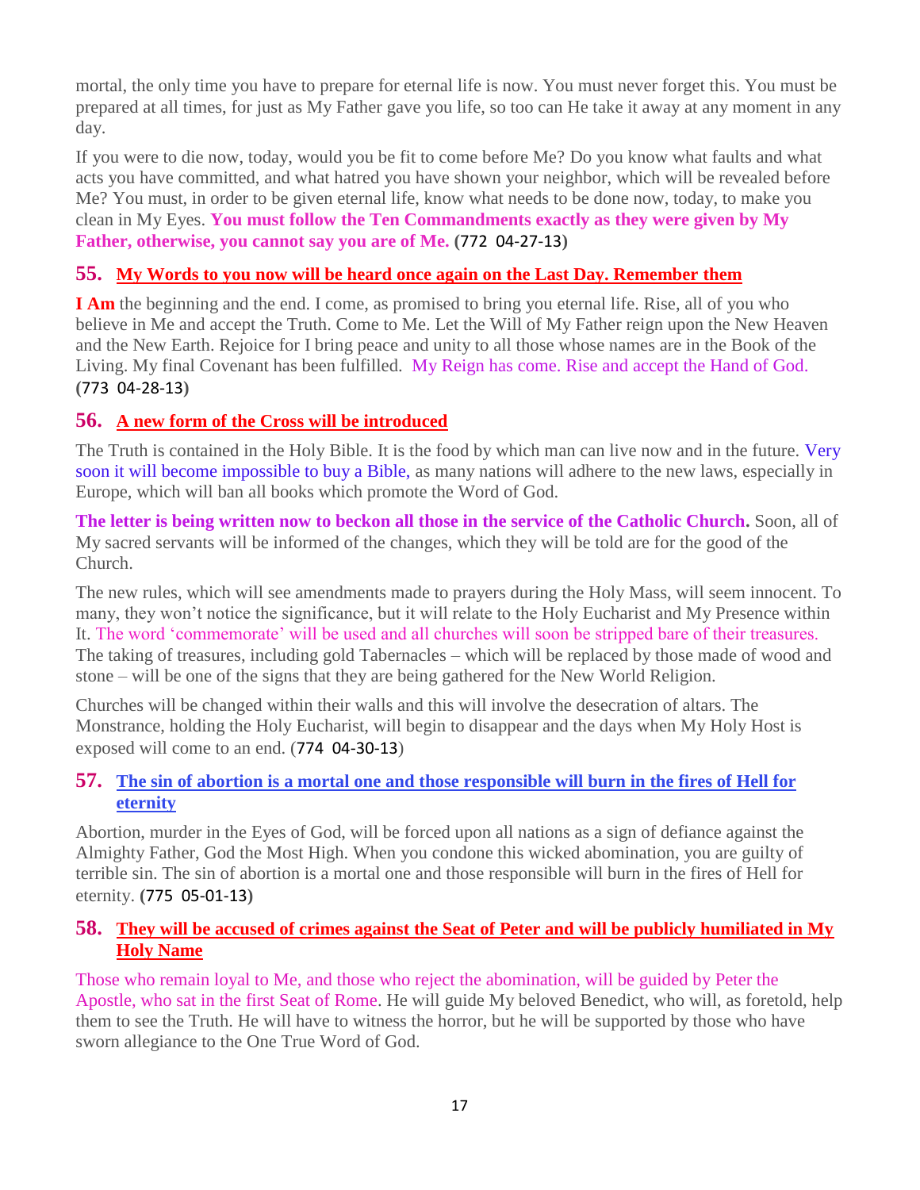mortal, the only time you have to prepare for eternal life is now. You must never forget this. You must be prepared at all times, for just as My Father gave you life, so too can He take it away at any moment in any day.

If you were to die now, today, would you be fit to come before Me? Do you know what faults and what acts you have committed, and what hatred you have shown your neighbor, which will be revealed before Me? You must, in order to be given eternal life, know what needs to be done now, today, to make you clean in My Eyes. **You must follow the Ten Commandments exactly as they were given by My Father, otherwise, you cannot say you are of Me.** (772 04-27-13)

## 55. My Words to you now will be heard once again on the Last Day. Remember them

**I Am** the beginning and the end. I come, as promised to bring you eternal life. Rise, all of you who believe in Me and accept the Truth. Come to Me. Let the Will of My Father reign upon the New Heaven and the New Earth. Rejoice for I bring peace and unity to all those whose names are in the Book of the Living. My final Covenant has been fulfilled. My Reign has come. Rise and accept the Hand of God. (773 04-28-13)

## 56. A new form of the Cross will be introduced

The Truth is contained in the Holy Bible. It is the food by which man can live now and in the future. Very soon it will become impossible to buy a Bible, as many nations will adhere to the new laws, especially in Europe, which will ban all books which promote the Word of God.

**The letter is being written now to beckon all those in the service of the Catholic Church.** Soon, all of My sacred servants will be informed of the changes, which they will be told are for the good of the Church.

The new rules, which will see amendments made to prayers during the Holy Mass, will seem innocent. To many, they won't notice the significance, but it will relate to the Holy Eucharist and My Presence within It. The word 'commemorate' will be used and all churches will soon be stripped bare of their treasures. The taking of treasures, including gold Tabernacles – which will be replaced by those made of wood and stone – will be one of the signs that they are being gathered for the New World Religion.

Churches will be changed within their walls and this will involve the desecration of altars. The Monstrance, holding the Holy Eucharist, will begin to disappear and the days when My Holy Host is exposed will come to an end. (774 04-30-13)

## 57. The sin of abortion is a mortal one and those responsible will burn in the fires of Hell for eternity

Abortion, murder in the Eyes of God, will be forced upon all nations as a sign of defiance against the Almighty Father, God the Most High. When you condone this wicked abomination, you are guilty of terrible sin. The sin of abortion is a mortal one and those responsible will burn in the fires of Hell for eternity. (775 05-01-13)

## 58. They will be accused of crimes against the Seat of Peter and will be publicly humiliated in My Holy Name

Those who remain loyal to Me, and those who reject the abomination, will be guided by Peter the Apostle, who sat in the first Seat of Rome. He will guide My beloved Benedict, who will, as foretold, help them to see the Truth. He will have to witness the horror, but he will be supported by those who have sworn allegiance to the One True Word of God.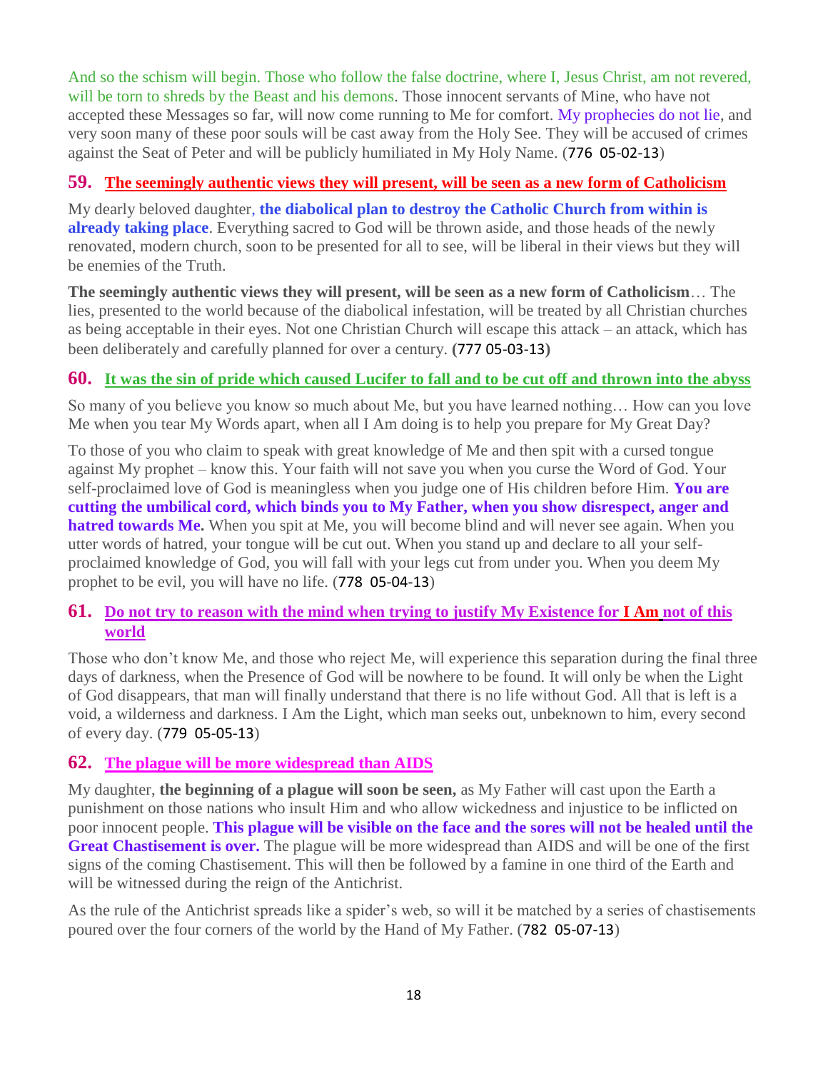And so the schism will begin. Those who follow the false doctrine, where I, Jesus Christ, am not revered, will be torn to shreds by the Beast and his demons. Those innocent servants of Mine, who have not accepted these Messages so far, will now come running to Me for comfort. My prophecies do not lie, and very soon many of these poor souls will be cast away from the Holy See. They will be accused of crimes against the Seat of Peter and will be publicly humiliated in My Holy Name. (776 05-02-13)

## 59. The seemingly authentic views they will present, will be seen as a new form of Catholicism

My dearly beloved daughter, **the diabolical plan to destroy the Catholic Church from within is already taking place**. Everything sacred to God will be thrown aside, and those heads of the newly renovated, modern church, soon to be presented for all to see, will be liberal in their views but they will be enemies of the Truth.

**The seemingly authentic views they will present, will be seen as a new form of Catholicism**… The lies, presented to the world because of the diabolical infestation, will be treated by all Christian churches as being acceptable in their eyes. Not one Christian Church will escape this attack – an attack, which has been deliberately and carefully planned for over a century. **(**777 05-03-13**)**

## 60. It was the sin of pride which caused Lucifer to fall and to be cut off and thrown into the abyss

So many of you believe you know so much about Me, but you have learned nothing… How can you love Me when you tear My Words apart, when all I Am doing is to help you prepare for My Great Day?

To those of you who claim to speak with great knowledge of Me and then spit with a cursed tongue against My prophet – know this. Your faith will not save you when you curse the Word of God. Your self-proclaimed love of God is meaningless when you judge one of His children before Him. **You are cutting the umbilical cord, which binds you to My Father, when you show disrespect, anger and hatred towards Me.** When you spit at Me, you will become blind and will never see again. When you utter words of hatred, your tongue will be cut out. When you stand up and declare to all your self-proclaimed knowledge of God, you will fall with your legs cut from under you. When you deem My prophet to be evil, you will have no life. (778 05-04-13)

## 61. Do not try to reason with the mind when trying to justify My Existence for I Am not of this world

Those who don't know Me, and those who reject Me, will experience this separation during the final three days of darkness, when the Presence of God will be nowhere to be found. It will only be when the Light of God disappears, that man will finally understand that there is no life without God. All that is left is a void, a wilderness and darkness. I Am the Light, which man seeks out, unbeknown to him, every second of every day. (779 05-05-13)

## 62. The plague will be more widespread than AIDS

My daughter, **the beginning of a plague will soon be seen,** as My Father will cast upon the Earth a punishment on those nations who insult Him and who allow wickedness and injustice to be inflicted on poor innocent people. **This plague will be visible on the face and the sores will not be healed until the Great Chastisement is over.** The plague will be more widespread than AIDS and will be one of the first signs of the coming Chastisement. This will then be followed by a famine in one third of the Earth and will be witnessed during the reign of the Antichrist.

As the rule of the Antichrist spreads like a spider's web, so will it be matched by a series of chastisements poured over the four corners of the world by the Hand of My Father. (782 05-07-13)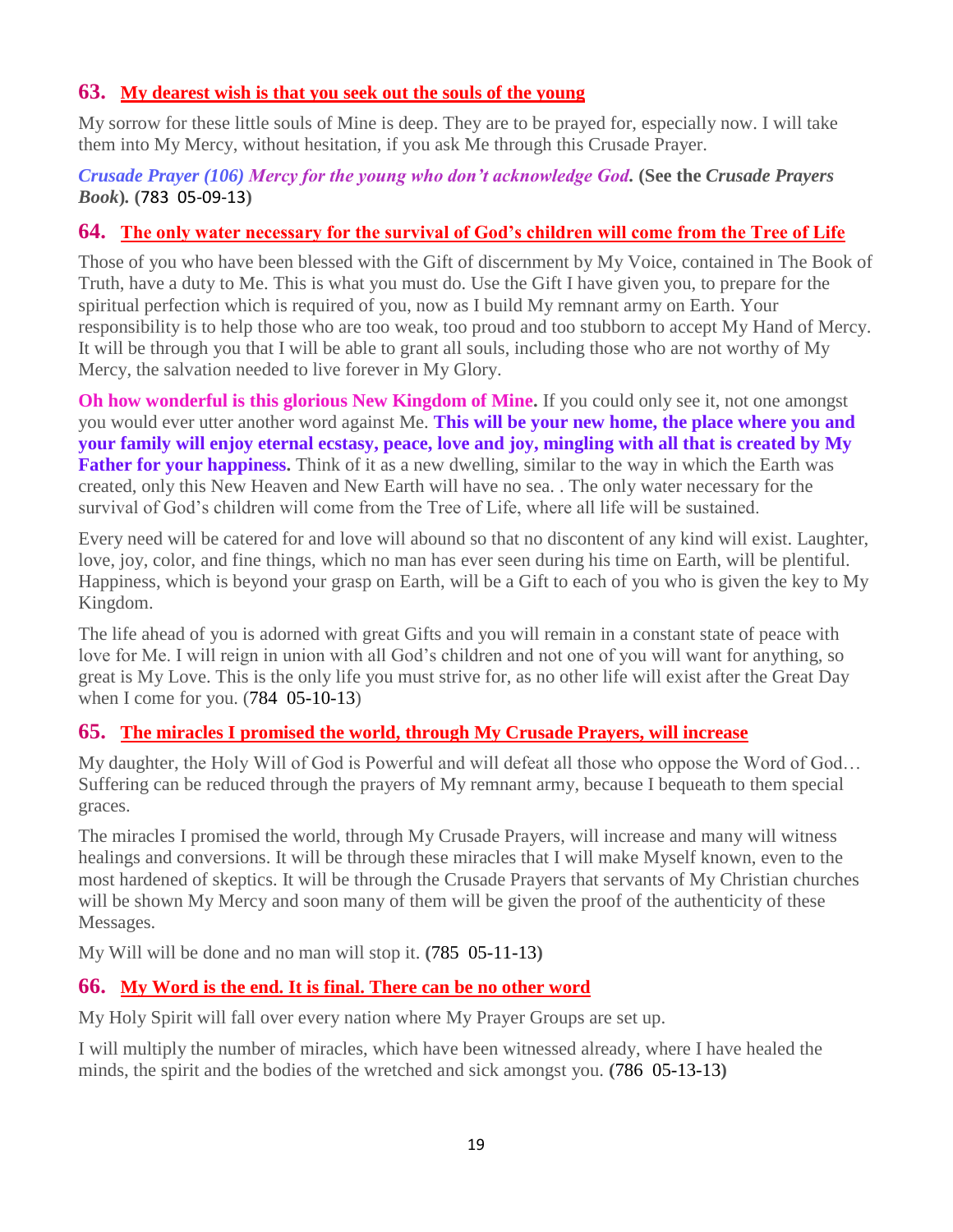## 63. My dearest wish is that you seek out the souls of the young

My sorrow for these little souls of Mine is deep. They are to be prayed for, especially now. I will take them into My Mercy, without hesitation, if you ask Me through this Crusade Prayer.

***Crusade Prayer (106) Mercy for the young who don't acknowledge God.*** **(See the *Crusade Prayers Book*).** **(783 05-09-13)**

## 64. The only water necessary for the survival of God's children will come from the Tree of Life

Those of you who have been blessed with the Gift of discernment by My Voice, contained in The Book of Truth, have a duty to Me. This is what you must do. Use the Gift I have given you, to prepare for the spiritual perfection which is required of you, now as I build My remnant army on Earth. Your responsibility is to help those who are too weak, too proud and too stubborn to accept My Hand of Mercy. It will be through you that I will be able to grant all souls, including those who are not worthy of My Mercy, the salvation needed to live forever in My Glory.

**Oh how wonderful is this glorious New Kingdom of Mine.** If you could only see it, not one amongst you would ever utter another word against Me. **This will be your new home, the place where you and your family will enjoy eternal ecstasy, peace, love and joy, mingling with all that is created by My Father for your happiness.** Think of it as a new dwelling, similar to the way in which the Earth was created, only this New Heaven and New Earth will have no sea. . The only water necessary for the survival of God's children will come from the Tree of Life, where all life will be sustained.

Every need will be catered for and love will abound so that no discontent of any kind will exist. Laughter, love, joy, color, and fine things, which no man has ever seen during his time on Earth, will be plentiful. Happiness, which is beyond your grasp on Earth, will be a Gift to each of you who is given the key to My Kingdom.

The life ahead of you is adorned with great Gifts and you will remain in a constant state of peace with love for Me. I will reign in union with all God's children and not one of you will want for anything, so great is My Love. This is the only life you must strive for, as no other life will exist after the Great Day when I come for you. (784 05-10-13)

## 65. The miracles I promised the world, through My Crusade Prayers, will increase

My daughter, the Holy Will of God is Powerful and will defeat all those who oppose the Word of God… Suffering can be reduced through the prayers of My remnant army, because I bequeath to them special graces.

The miracles I promised the world, through My Crusade Prayers, will increase and many will witness healings and conversions. It will be through these miracles that I will make Myself known, even to the most hardened of skeptics. It will be through the Crusade Prayers that servants of My Christian churches will be shown My Mercy and soon many of them will be given the proof of the authenticity of these Messages.

My Will will be done and no man will stop it. **(785 05-11-13)**

## 66. My Word is the end. It is final. There can be no other word

My Holy Spirit will fall over every nation where My Prayer Groups are set up.

I will multiply the number of miracles, which have been witnessed already, where I have healed the minds, the spirit and the bodies of the wretched and sick amongst you. **(786 05-13-13)**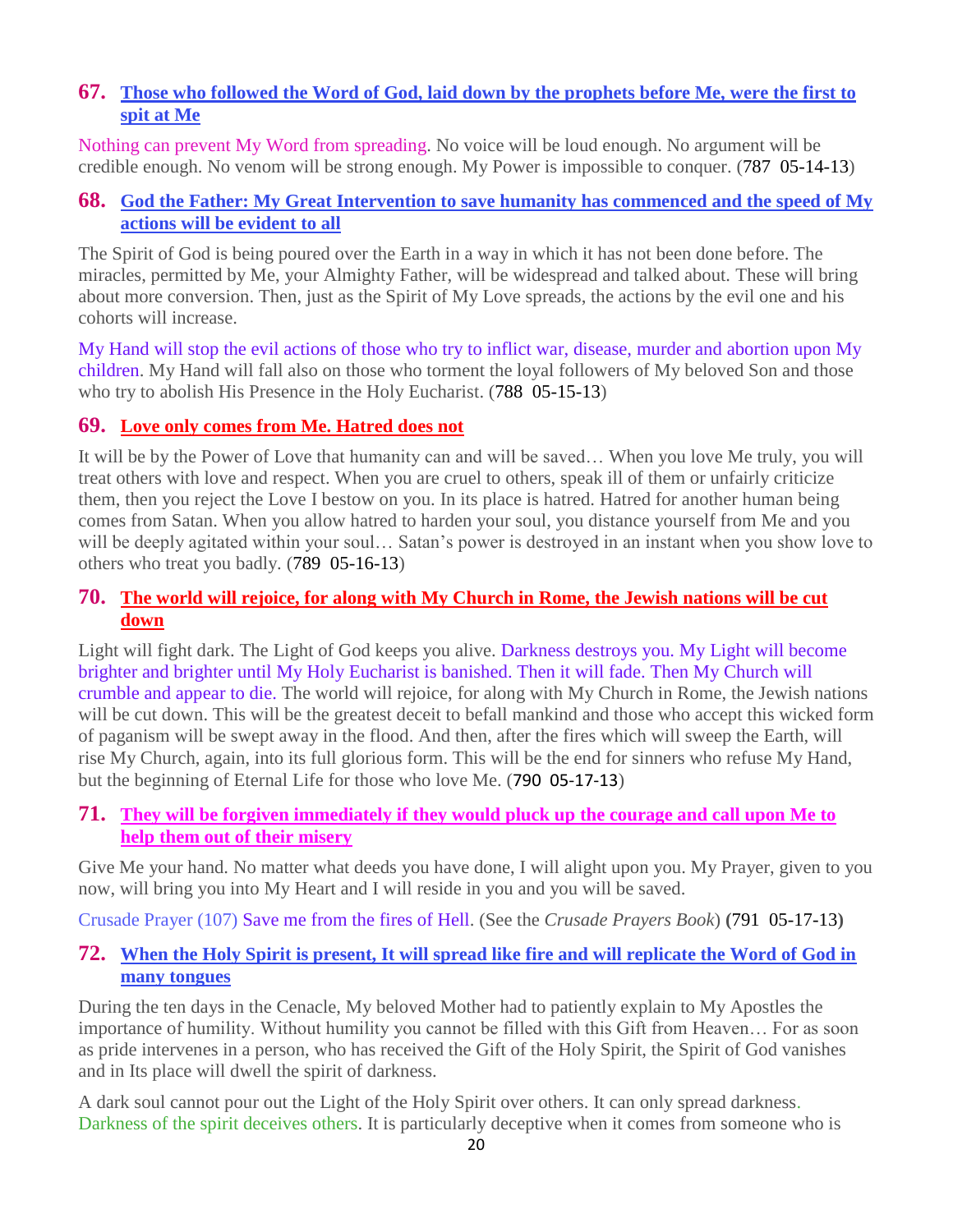## 67. Those who followed the Word of God, laid down by the prophets before Me, were the first to spit at Me

Nothing can prevent My Word from spreading. No voice will be loud enough. No argument will be credible enough. No venom will be strong enough. My Power is impossible to conquer. (787 05-14-13)

## 68. God the Father: My Great Intervention to save humanity has commenced and the speed of My actions will be evident to all

The Spirit of God is being poured over the Earth in a way in which it has not been done before. The miracles, permitted by Me, your Almighty Father, will be widespread and talked about. These will bring about more conversion. Then, just as the Spirit of My Love spreads, the actions by the evil one and his cohorts will increase.

My Hand will stop the evil actions of those who try to inflict war, disease, murder and abortion upon My children. My Hand will fall also on those who torment the loyal followers of My beloved Son and those who try to abolish His Presence in the Holy Eucharist. (788 05-15-13)

## 69. Love only comes from Me. Hatred does not

It will be by the Power of Love that humanity can and will be saved… When you love Me truly, you will treat others with love and respect. When you are cruel to others, speak ill of them or unfairly criticize them, then you reject the Love I bestow on you. In its place is hatred. Hatred for another human being comes from Satan. When you allow hatred to harden your soul, you distance yourself from Me and you will be deeply agitated within your soul… Satan's power is destroyed in an instant when you show love to others who treat you badly. (789 05-16-13)

## 70. The world will rejoice, for along with My Church in Rome, the Jewish nations will be cut down

Light will fight dark. The Light of God keeps you alive. Darkness destroys you. My Light will become brighter and brighter until My Holy Eucharist is banished. Then it will fade. Then My Church will crumble and appear to die. The world will rejoice, for along with My Church in Rome, the Jewish nations will be cut down. This will be the greatest deceit to befall mankind and those who accept this wicked form of paganism will be swept away in the flood. And then, after the fires which will sweep the Earth, will rise My Church, again, into its full glorious form. This will be the end for sinners who refuse My Hand, but the beginning of Eternal Life for those who love Me. (790 05-17-13)

## 71. They will be forgiven immediately if they would pluck up the courage and call upon Me to help them out of their misery

Give Me your hand. No matter what deeds you have done, I will alight upon you. My Prayer, given to you now, will bring you into My Heart and I will reside in you and you will be saved.

Crusade Prayer (107) Save me from the fires of Hell. (See the *Crusade Prayers Book*) (791 05-17-13)

## 72. When the Holy Spirit is present, It will spread like fire and will replicate the Word of God in many tongues

During the ten days in the Cenacle, My beloved Mother had to patiently explain to My Apostles the importance of humility. Without humility you cannot be filled with this Gift from Heaven… For as soon as pride intervenes in a person, who has received the Gift of the Holy Spirit, the Spirit of God vanishes and in Its place will dwell the spirit of darkness.

A dark soul cannot pour out the Light of the Holy Spirit over others. It can only spread darkness. Darkness of the spirit deceives others. It is particularly deceptive when it comes from someone who is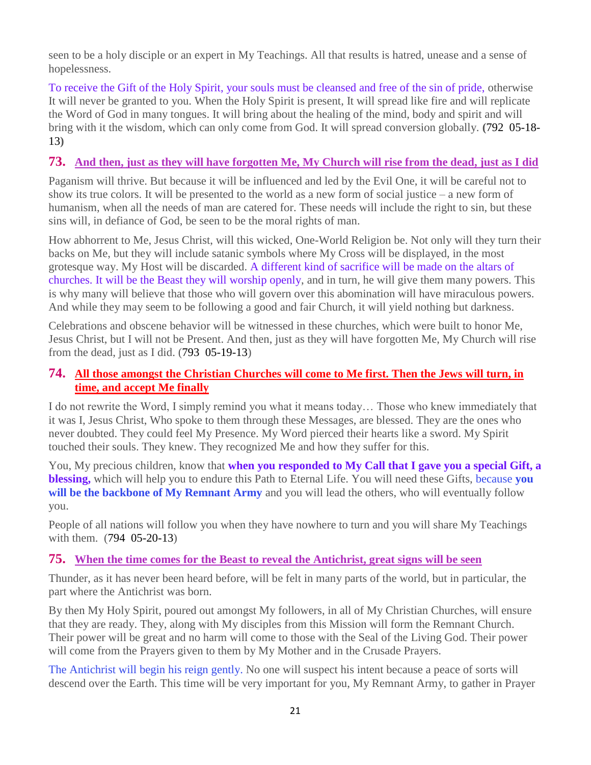seen to be a holy disciple or an expert in My Teachings. All that results is hatred, unease and a sense of hopelessness.

To receive the Gift of the Holy Spirit, your souls must be cleansed and free of the sin of pride, otherwise It will never be granted to you. When the Holy Spirit is present, It will spread like fire and will replicate the Word of God in many tongues. It will bring about the healing of the mind, body and spirit and will bring with it the wisdom, which can only come from God. It will spread conversion globally. **(**792 05-18-13**)**

### 73. And then, just as they will have forgotten Me, My Church will rise from the dead, just as I did

Paganism will thrive. But because it will be influenced and led by the Evil One, it will be careful not to show its true colors. It will be presented to the world as a new form of social justice – a new form of humanism, when all the needs of man are catered for. These needs will include the right to sin, but these sins will, in defiance of God, be seen to be the moral rights of man.

How abhorrent to Me, Jesus Christ, will this wicked, One-World Religion be. Not only will they turn their backs on Me, but they will include satanic symbols where My Cross will be displayed, in the most grotesque way. My Host will be discarded. A different kind of sacrifice will be made on the altars of churches. It will be the Beast they will worship openly, and in turn, he will give them many powers. This is why many will believe that those who will govern over this abomination will have miraculous powers. And while they may seem to be following a good and fair Church, it will yield nothing but darkness.

Celebrations and obscene behavior will be witnessed in these churches, which were built to honor Me, Jesus Christ, but I will not be Present. And then, just as they will have forgotten Me, My Church will rise from the dead, just as I did. (793 05-19-13)

### 74. All those amongst the Christian Churches will come to Me first. Then the Jews will turn, in time, and accept Me finally

I do not rewrite the Word, I simply remind you what it means today… Those who knew immediately that it was I, Jesus Christ, Who spoke to them through these Messages, are blessed. They are the ones who never doubted. They could feel My Presence. My Word pierced their hearts like a sword. My Spirit touched their souls. They knew. They recognized Me and how they suffer for this.

You, My precious children, know that **when you responded to My Call that I gave you a special Gift, a blessing,** which will help you to endure this Path to Eternal Life. You will need these Gifts, because **you will be the backbone of My Remnant Army** and you will lead the others, who will eventually follow you.

People of all nations will follow you when they have nowhere to turn and you will share My Teachings with them. (794 05-20-13)

### 75. When the time comes for the Beast to reveal the Antichrist, great signs will be seen

Thunder, as it has never been heard before, will be felt in many parts of the world, but in particular, the part where the Antichrist was born.

By then My Holy Spirit, poured out amongst My followers, in all of My Christian Churches, will ensure that they are ready. They, along with My disciples from this Mission will form the Remnant Church. Their power will be great and no harm will come to those with the Seal of the Living God. Their power will come from the Prayers given to them by My Mother and in the Crusade Prayers.

The Antichrist will begin his reign gently. No one will suspect his intent because a peace of sorts will descend over the Earth. This time will be very important for you, My Remnant Army, to gather in Prayer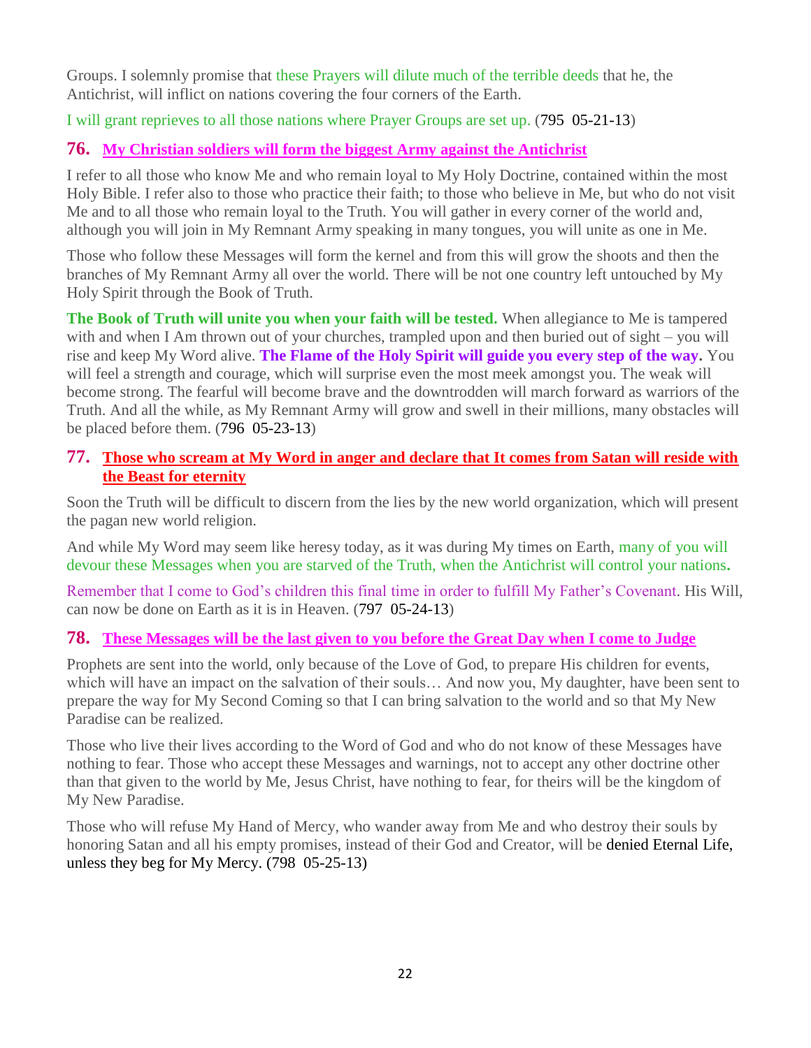Groups. I solemnly promise that these Prayers will dilute much of the terrible deeds that he, the Antichrist, will inflict on nations covering the four corners of the Earth.

I will grant reprieves to all those nations where Prayer Groups are set up. (795 05-21-13)

## 76. My Christian soldiers will form the biggest Army against the Antichrist

I refer to all those who know Me and who remain loyal to My Holy Doctrine, contained within the most Holy Bible. I refer also to those who practice their faith; to those who believe in Me, but who do not visit Me and to all those who remain loyal to the Truth. You will gather in every corner of the world and, although you will join in My Remnant Army speaking in many tongues, you will unite as one in Me.

Those who follow these Messages will form the kernel and from this will grow the shoots and then the branches of My Remnant Army all over the world. There will be not one country left untouched by My Holy Spirit through the Book of Truth.

**The Book of Truth will unite you when your faith will be tested.** When allegiance to Me is tampered with and when I Am thrown out of your churches, trampled upon and then buried out of sight – you will rise and keep My Word alive. **The Flame of the Holy Spirit will guide you every step of the way.** You will feel a strength and courage, which will surprise even the most meek amongst you. The weak will become strong. The fearful will become brave and the downtrodden will march forward as warriors of the Truth. And all the while, as My Remnant Army will grow and swell in their millions, many obstacles will be placed before them. (796 05-23-13)

## 77. Those who scream at My Word in anger and declare that It comes from Satan will reside with the Beast for eternity

Soon the Truth will be difficult to discern from the lies by the new world organization, which will present the pagan new world religion.

And while My Word may seem like heresy today, as it was during My times on Earth, many of you will devour these Messages when you are starved of the Truth, when the Antichrist will control your nations**.**

Remember that I come to God's children this final time in order to fulfill My Father's Covenant. His Will, can now be done on Earth as it is in Heaven. (797 05-24-13)

## 78. These Messages will be the last given to you before the Great Day when I come to Judge

Prophets are sent into the world, only because of the Love of God, to prepare His children for events, which will have an impact on the salvation of their souls… And now you, My daughter, have been sent to prepare the way for My Second Coming so that I can bring salvation to the world and so that My New Paradise can be realized.

Those who live their lives according to the Word of God and who do not know of these Messages have nothing to fear. Those who accept these Messages and warnings, not to accept any other doctrine other than that given to the world by Me, Jesus Christ, have nothing to fear, for theirs will be the kingdom of My New Paradise.

Those who will refuse My Hand of Mercy, who wander away from Me and who destroy their souls by honoring Satan and all his empty promises, instead of their God and Creator, will be denied Eternal Life, unless they beg for My Mercy. (798 05-25-13)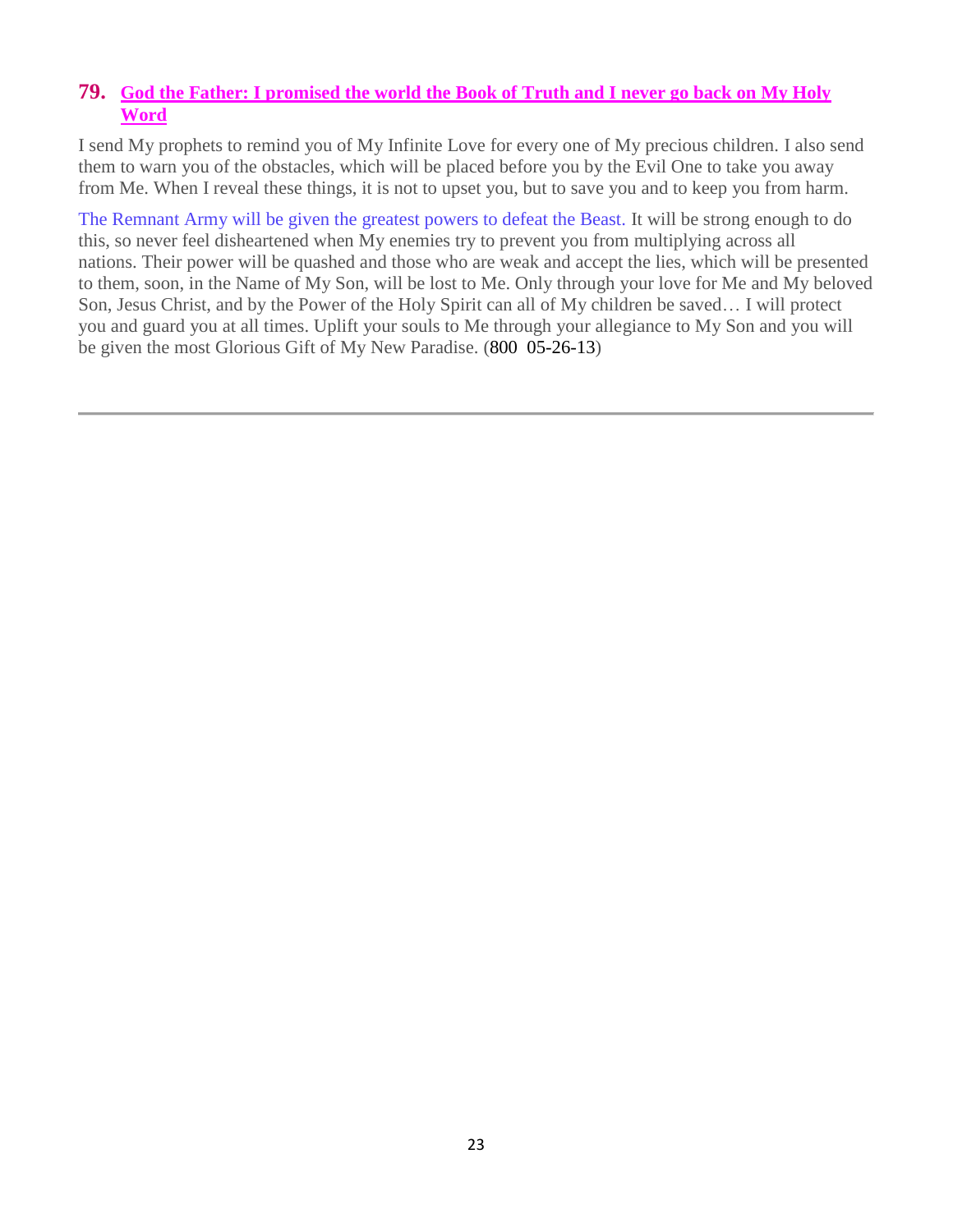## 79. God the Father: I promised the world the Book of Truth and I never go back on My Holy Word

I send My prophets to remind you of My Infinite Love for every one of My precious children. I also send them to warn you of the obstacles, which will be placed before you by the Evil One to take you away from Me. When I reveal these things, it is not to upset you, but to save you and to keep you from harm.

The Remnant Army will be given the greatest powers to defeat the Beast. It will be strong enough to do this, so never feel disheartened when My enemies try to prevent you from multiplying across all nations. Their power will be quashed and those who are weak and accept the lies, which will be presented to them, soon, in the Name of My Son, will be lost to Me. Only through your love for Me and My beloved Son, Jesus Christ, and by the Power of the Holy Spirit can all of My children be saved… I will protect you and guard you at all times. Uplift your souls to Me through your allegiance to My Son and you will be given the most Glorious Gift of My New Paradise. (800 05-26-13)